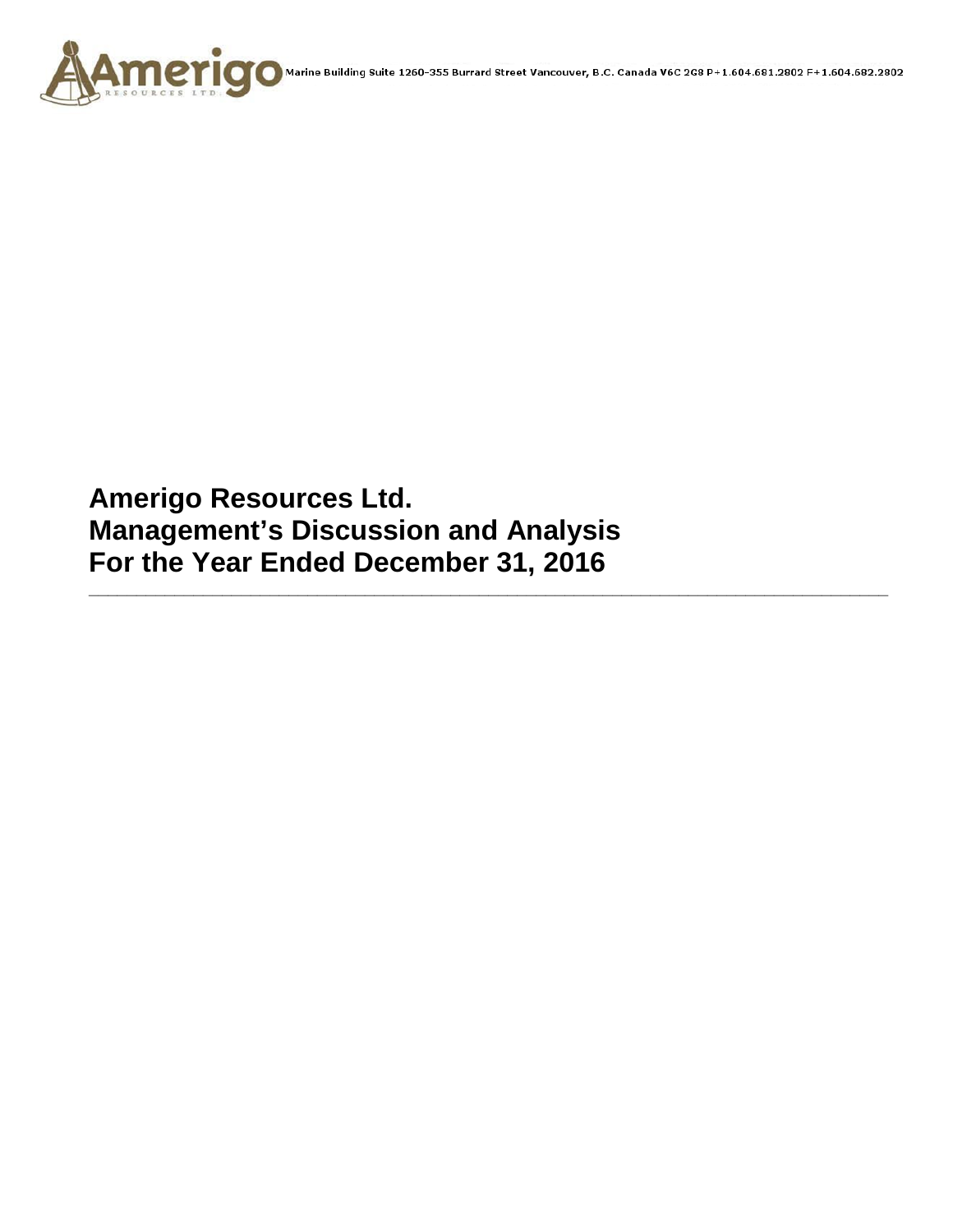Marine Building Suite 1260-355 Burrard Street Vancouver, B.C. Canada V6C 2G8 P+1.604.681.2802 F+1.604.682.2802

# Amerigo Resources Ltd.
# Management's Discussion and Analysis
# For the Year Ended December 31, 2016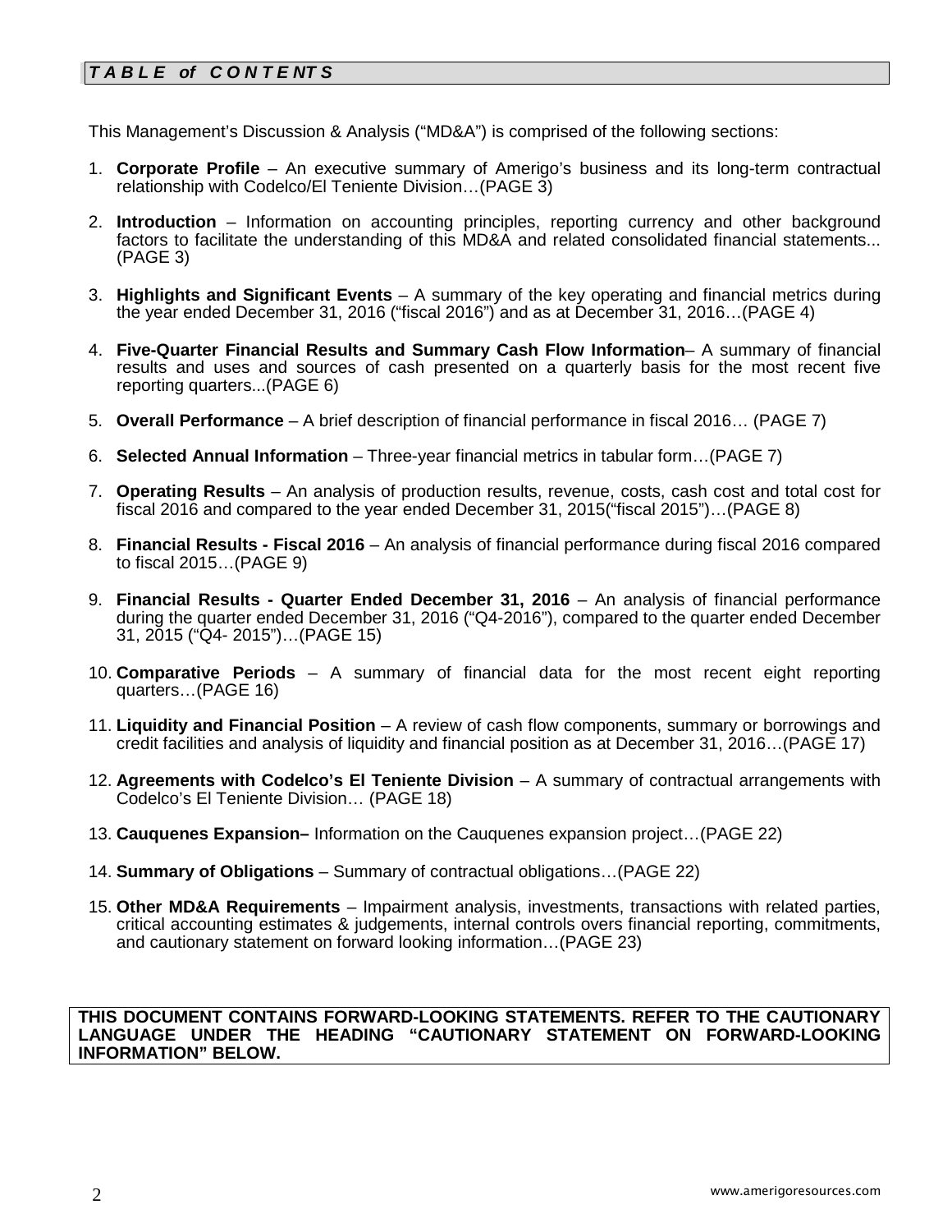## *T A B L E of C O N T E NT S*

This Management's Discussion & Analysis ("MD&A") is comprised of the following sections:

1. **Corporate Profile** – An executive summary of Amerigo's business and its long-term contractual relationship with Codelco/El Teniente Division…(PAGE 3)

2. **Introduction** – Information on accounting principles, reporting currency and other background factors to facilitate the understanding of this MD&A and related consolidated financial statements... (PAGE 3)

3. **Highlights and Significant Events** – A summary of the key operating and financial metrics during the year ended December 31, 2016 ("fiscal 2016") and as at December 31, 2016…(PAGE 4)

4. **Five-Quarter Financial Results and Summary Cash Flow Information**– A summary of financial results and uses and sources of cash presented on a quarterly basis for the most recent five reporting quarters...(PAGE 6)

5. **Overall Performance** – A brief description of financial performance in fiscal 2016… (PAGE 7)

6. **Selected Annual Information** – Three-year financial metrics in tabular form…(PAGE 7)

7. **Operating Results** – An analysis of production results, revenue, costs, cash cost and total cost for fiscal 2016 and compared to the year ended December 31, 2015("fiscal 2015")…(PAGE 8)

8. **Financial Results - Fiscal 2016** – An analysis of financial performance during fiscal 2016 compared to fiscal 2015…(PAGE 9)

9. **Financial Results - Quarter Ended December 31, 2016** – An analysis of financial performance during the quarter ended December 31, 2016 ("Q4-2016"), compared to the quarter ended December 31, 2015 ("Q4- 2015")…(PAGE 15)

10. **Comparative Periods** – A summary of financial data for the most recent eight reporting quarters…(PAGE 16)

11. **Liquidity and Financial Position** – A review of cash flow components, summary or borrowings and credit facilities and analysis of liquidity and financial position as at December 31, 2016…(PAGE 17)

12. **Agreements with Codelco's El Teniente Division** – A summary of contractual arrangements with Codelco's El Teniente Division… (PAGE 18)

13. **Cauquenes Expansion–** Information on the Cauquenes expansion project…(PAGE 22)

14. **Summary of Obligations** – Summary of contractual obligations…(PAGE 22)

15. **Other MD&A Requirements** – Impairment analysis, investments, transactions with related parties, critical accounting estimates & judgements, internal controls overs financial reporting, commitments, and cautionary statement on forward looking information…(PAGE 23)

**THIS DOCUMENT CONTAINS FORWARD-LOOKING STATEMENTS. REFER TO THE CAUTIONARY LANGUAGE UNDER THE HEADING "CAUTIONARY STATEMENT ON FORWARD-LOOKING INFORMATION" BELOW.**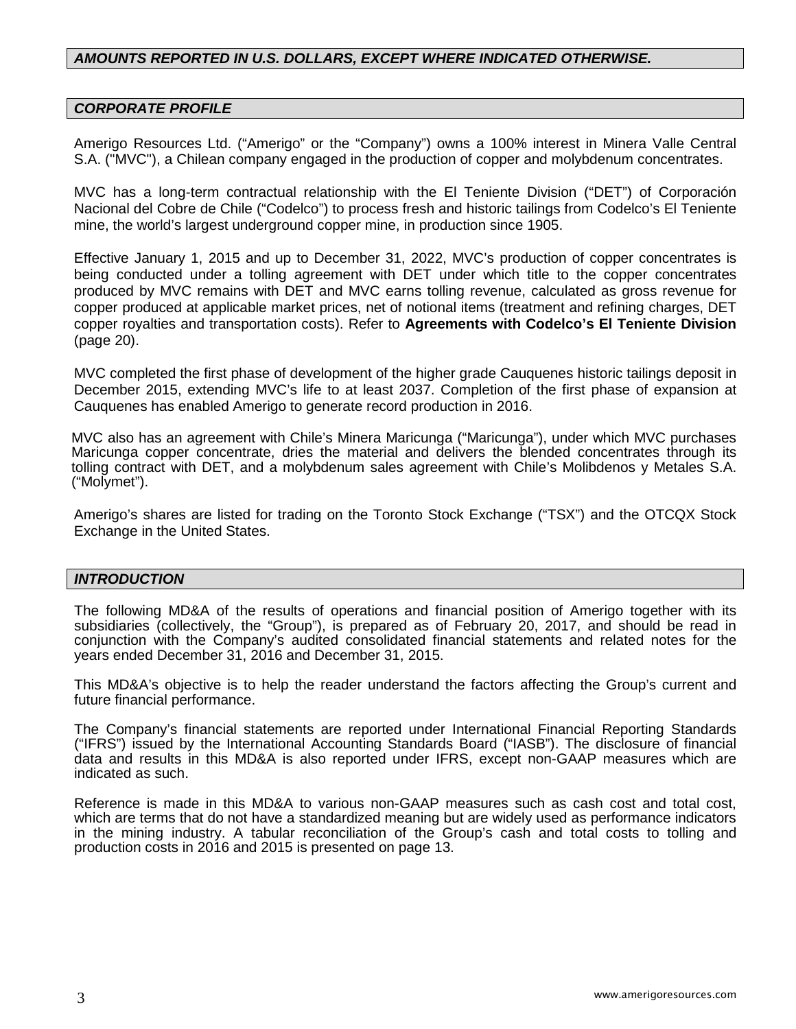***AMOUNTS REPORTED IN U.S. DOLLARS, EXCEPT WHERE INDICATED OTHERWISE.***

## *CORPORATE PROFILE*

Amerigo Resources Ltd. ("Amerigo" or the "Company") owns a 100% interest in Minera Valle Central S.A. ("MVC"), a Chilean company engaged in the production of copper and molybdenum concentrates.

MVC has a long-term contractual relationship with the El Teniente Division ("DET") of Corporación Nacional del Cobre de Chile ("Codelco") to process fresh and historic tailings from Codelco's El Teniente mine, the world's largest underground copper mine, in production since 1905.

Effective January 1, 2015 and up to December 31, 2022, MVC's production of copper concentrates is being conducted under a tolling agreement with DET under which title to the copper concentrates produced by MVC remains with DET and MVC earns tolling revenue, calculated as gross revenue for copper produced at applicable market prices, net of notional items (treatment and refining charges, DET copper royalties and transportation costs). Refer to **Agreements with Codelco's El Teniente Division** (page 20).

MVC completed the first phase of development of the higher grade Cauquenes historic tailings deposit in December 2015, extending MVC's life to at least 2037. Completion of the first phase of expansion at Cauquenes has enabled Amerigo to generate record production in 2016.

MVC also has an agreement with Chile's Minera Maricunga ("Maricunga"), under which MVC purchases Maricunga copper concentrate, dries the material and delivers the blended concentrates through its tolling contract with DET, and a molybdenum sales agreement with Chile's Molibdenos y Metales S.A. ("Molymet").

Amerigo's shares are listed for trading on the Toronto Stock Exchange ("TSX") and the OTCQX Stock Exchange in the United States.

## *INTRODUCTION*

The following MD&A of the results of operations and financial position of Amerigo together with its subsidiaries (collectively, the "Group"), is prepared as of February 20, 2017, and should be read in conjunction with the Company's audited consolidated financial statements and related notes for the years ended December 31, 2016 and December 31, 2015.

This MD&A's objective is to help the reader understand the factors affecting the Group's current and future financial performance.

The Company's financial statements are reported under International Financial Reporting Standards ("IFRS") issued by the International Accounting Standards Board ("IASB"). The disclosure of financial data and results in this MD&A is also reported under IFRS, except non-GAAP measures which are indicated as such.

Reference is made in this MD&A to various non-GAAP measures such as cash cost and total cost, which are terms that do not have a standardized meaning but are widely used as performance indicators in the mining industry. A tabular reconciliation of the Group's cash and total costs to tolling and production costs in 2016 and 2015 is presented on page 13.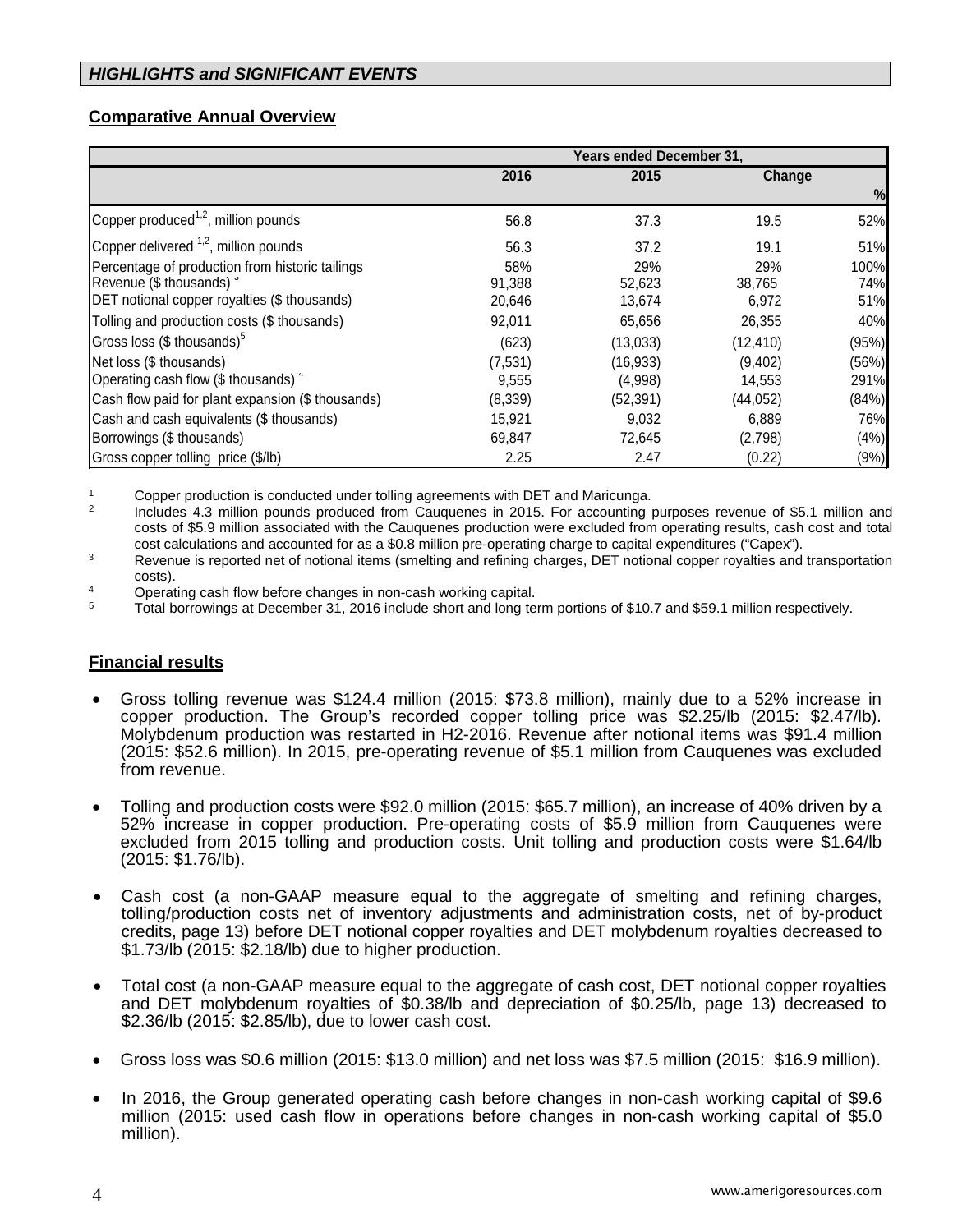## *HIGHLIGHTS and SIGNIFICANT EVENTS*

### Comparative Annual Overview

| | Years ended December 31, | | | |
|---|---|---|---|---|
| | 2016 | 2015 | Change | |
| | | | | % |
| Copper produced[1,2], million pounds | 56.8 | 37.3 | 19.5 | 52% |
| Copper delivered [1,2], million pounds | 56.3 | 37.2 | 19.1 | 51% |
| Percentage of production from historic tailings | 58% | 29% | 29% | 100% |
| Revenue ($ thousands) [3] | 91,388 | 52,623 | 38,765 | 74% |
| DET notional copper royalties ($ thousands) | 20,646 | 13,674 | 6,972 | 51% |
| Tolling and production costs ($ thousands) | 92,011 | 65,656 | 26,355 | 40% |
| Gross loss ($ thousands)[5] | (623) | (13,033) | (12,410) | (95%) |
| Net loss ($ thousands) | (7,531) | (16,933) | (9,402) | (56%) |
| Operating cash flow ($ thousands) [4] | 9,555 | (4,998) | 14,553 | 291% |
| Cash flow paid for plant expansion ($ thousands) | (8,339) | (52,391) | (44,052) | (84%) |
| Cash and cash equivalents ($ thousands) | 15,921 | 9,032 | 6,889 | 76% |
| Borrowings ($ thousands) | 69,847 | 72,645 | (2,798) | (4%) |
| Gross copper tolling price ($/lb) | 2.25 | 2.47 | (0.22) | (9%) |

1. Copper production is conducted under tolling agreements with DET and Maricunga.
2. Includes 4.3 million pounds produced from Cauquenes in 2015. For accounting purposes revenue of $5.1 million and costs of $5.9 million associated with the Cauquenes production were excluded from operating results, cash cost and total cost calculations and accounted for as a $0.8 million pre-operating charge to capital expenditures ("Capex").
3. Revenue is reported net of notional items (smelting and refining charges, DET notional copper royalties and transportation costs).
4. Operating cash flow before changes in non-cash working capital.
5. Total borrowings at December 31, 2016 include short and long term portions of $10.7 and $59.1 million respectively.

### Financial results

- Gross tolling revenue was $124.4 million (2015: $73.8 million), mainly due to a 52% increase in copper production. The Group's recorded copper tolling price was $2.25/lb (2015: $2.47/lb). Molybdenum production was restarted in H2-2016. Revenue after notional items was $91.4 million (2015: $52.6 million). In 2015, pre-operating revenue of $5.1 million from Cauquenes was excluded from revenue.
- Tolling and production costs were $92.0 million (2015: $65.7 million), an increase of 40% driven by a 52% increase in copper production. Pre-operating costs of $5.9 million from Cauquenes were excluded from 2015 tolling and production costs. Unit tolling and production costs were $1.64/lb (2015: $1.76/lb).
- Cash cost (a non-GAAP measure equal to the aggregate of smelting and refining charges, tolling/production costs net of inventory adjustments and administration costs, net of by-product credits, page 13) before DET notional copper royalties and DET molybdenum royalties decreased to $1.73/lb (2015: $2.18/lb) due to higher production.
- Total cost (a non-GAAP measure equal to the aggregate of cash cost, DET notional copper royalties and DET molybdenum royalties of $0.38/lb and depreciation of $0.25/lb, page 13) decreased to $2.36/lb (2015: $2.85/lb), due to lower cash cost.
- Gross loss was $0.6 million (2015: $13.0 million) and net loss was $7.5 million (2015: $16.9 million).
- In 2016, the Group generated operating cash before changes in non-cash working capital of $9.6 million (2015: used cash flow in operations before changes in non-cash working capital of $5.0 million).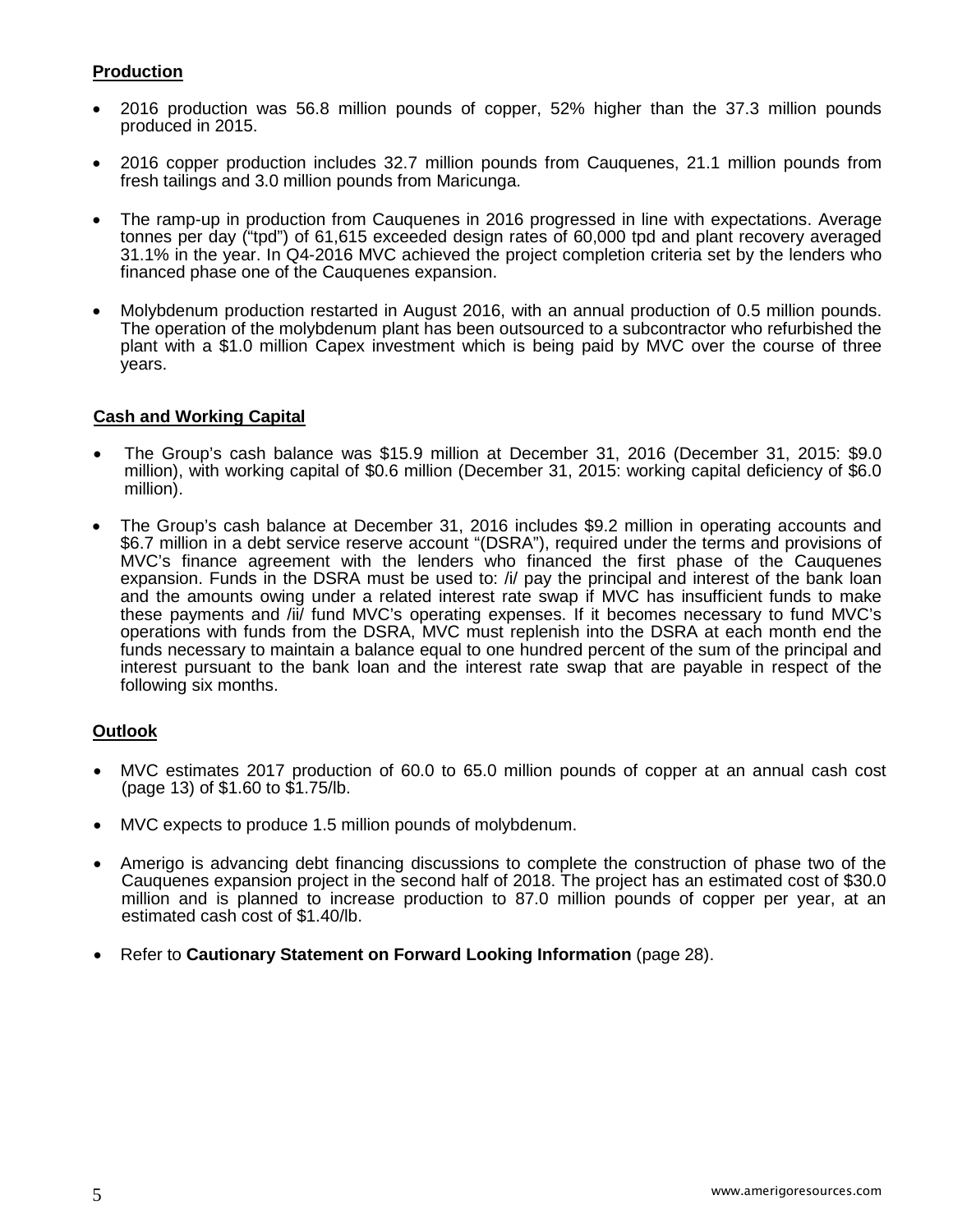**Production**

- 2016 production was 56.8 million pounds of copper, 52% higher than the 37.3 million pounds produced in 2015.
- 2016 copper production includes 32.7 million pounds from Cauquenes, 21.1 million pounds from fresh tailings and 3.0 million pounds from Maricunga.
- The ramp-up in production from Cauquenes in 2016 progressed in line with expectations. Average tonnes per day ("tpd") of 61,615 exceeded design rates of 60,000 tpd and plant recovery averaged 31.1% in the year. In Q4-2016 MVC achieved the project completion criteria set by the lenders who financed phase one of the Cauquenes expansion.
- Molybdenum production restarted in August 2016, with an annual production of 0.5 million pounds. The operation of the molybdenum plant has been outsourced to a subcontractor who refurbished the plant with a $1.0 million Capex investment which is being paid by MVC over the course of three years.

**Cash and Working Capital**

- The Group's cash balance was $15.9 million at December 31, 2016 (December 31, 2015: $9.0 million), with working capital of $0.6 million (December 31, 2015: working capital deficiency of $6.0 million).
- The Group's cash balance at December 31, 2016 includes $9.2 million in operating accounts and $6.7 million in a debt service reserve account "(DSRA"), required under the terms and provisions of MVC's finance agreement with the lenders who financed the first phase of the Cauquenes expansion. Funds in the DSRA must be used to: /i/ pay the principal and interest of the bank loan and the amounts owing under a related interest rate swap if MVC has insufficient funds to make these payments and /ii/ fund MVC's operating expenses. If it becomes necessary to fund MVC's operations with funds from the DSRA, MVC must replenish into the DSRA at each month end the funds necessary to maintain a balance equal to one hundred percent of the sum of the principal and interest pursuant to the bank loan and the interest rate swap that are payable in respect of the following six months.

**Outlook**

- MVC estimates 2017 production of 60.0 to 65.0 million pounds of copper at an annual cash cost (page 13) of $1.60 to $1.75/lb.
- MVC expects to produce 1.5 million pounds of molybdenum.
- Amerigo is advancing debt financing discussions to complete the construction of phase two of the Cauquenes expansion project in the second half of 2018. The project has an estimated cost of $30.0 million and is planned to increase production to 87.0 million pounds of copper per year, at an estimated cash cost of $1.40/lb.
- Refer to **Cautionary Statement on Forward Looking Information** (page 28).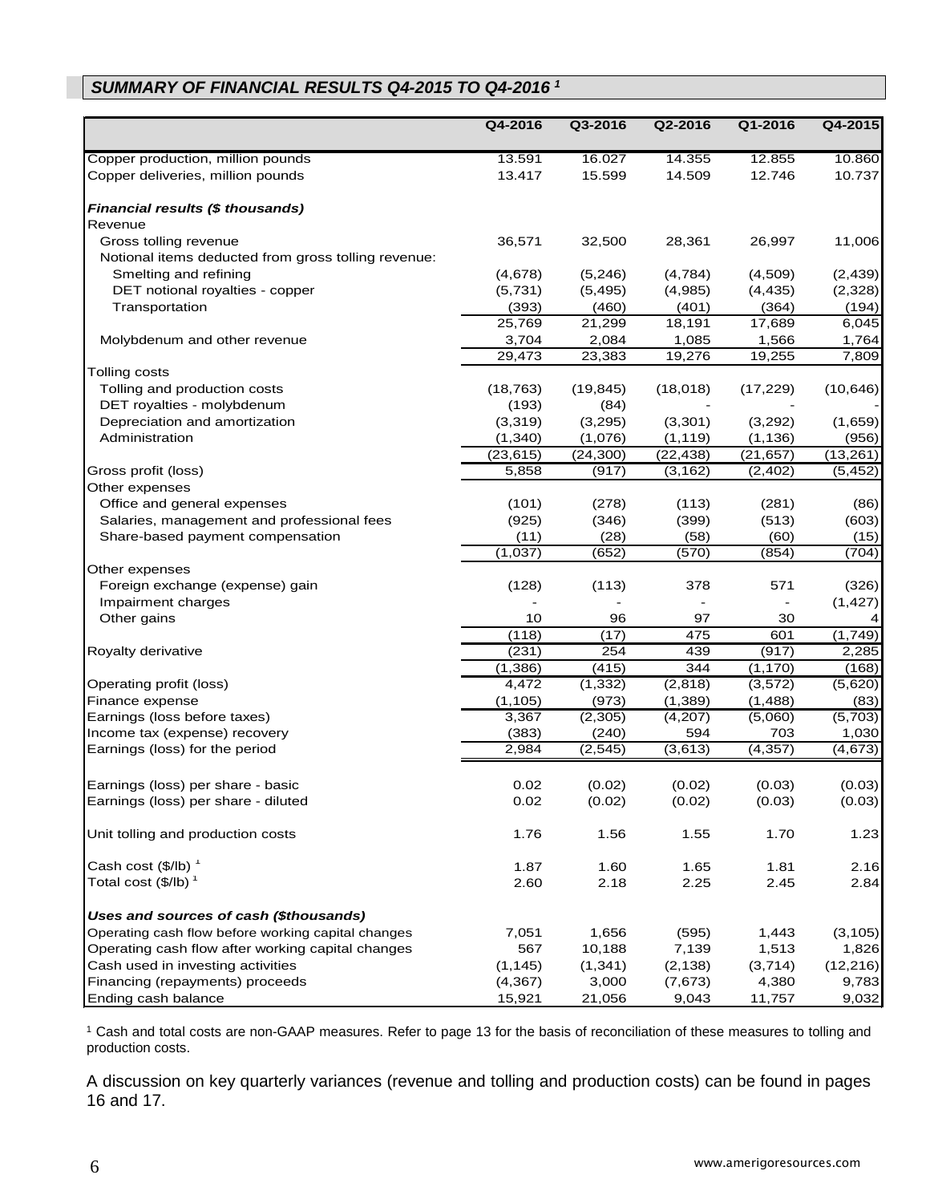## *SUMMARY OF FINANCIAL RESULTS Q4-2015 TO Q4-2016 [1]*

| | Q4-2016 | Q3-2016 | Q2-2016 | Q1-2016 | Q4-2015 |
|---|---|---|---|---|---|
| Copper production, million pounds | 13.591 | 16.027 | 14.355 | 12.855 | 10.860 |
| Copper deliveries, million pounds | 13.417 | 15.599 | 14.509 | 12.746 | 10.737 |
| ***Financial results ($ thousands)*** | | | | | |
| Revenue | | | | | |
| Gross tolling revenue | 36,571 | 32,500 | 28,361 | 26,997 | 11,006 |
| Notional items deducted from gross tolling revenue: | | | | | |
| Smelting and refining | (4,678) | (5,246) | (4,784) | (4,509) | (2,439) |
| DET notional royalties - copper | (5,731) | (5,495) | (4,985) | (4,435) | (2,328) |
| Transportation | (393) | (460) | (401) | (364) | (194) |
| | 25,769 | 21,299 | 18,191 | 17,689 | 6,045 |
| Molybdenum and other revenue | 3,704 | 2,084 | 1,085 | 1,566 | 1,764 |
| | 29,473 | 23,383 | 19,276 | 19,255 | 7,809 |
| Tolling costs | | | | | |
| Tolling and production costs | (18,763) | (19,845) | (18,018) | (17,229) | (10,646) |
| DET royalties - molybdenum | (193) | (84) | - | - | - |
| Depreciation and amortization | (3,319) | (3,295) | (3,301) | (3,292) | (1,659) |
| Administration | (1,340) | (1,076) | (1,119) | (1,136) | (956) |
| | (23,615) | (24,300) | (22,438) | (21,657) | (13,261) |
| Gross profit (loss) | 5,858 | (917) | (3,162) | (2,402) | (5,452) |
| Other expenses | | | | | |
| Office and general expenses | (101) | (278) | (113) | (281) | (86) |
| Salaries, management and professional fees | (925) | (346) | (399) | (513) | (603) |
| Share-based payment compensation | (11) | (28) | (58) | (60) | (15) |
| | (1,037) | (652) | (570) | (854) | (704) |
| Other expenses | | | | | |
| Foreign exchange (expense) gain | (128) | (113) | 378 | 571 | (326) |
| Impairment charges | - | - | - | - | (1,427) |
| Other gains | 10 | 96 | 97 | 30 | 4 |
| | (118) | (17) | 475 | 601 | (1,749) |
| Royalty derivative | (231) | 254 | 439 | (917) | 2,285 |
| | (1,386) | (415) | 344 | (1,170) | (168) |
| Operating profit (loss) | 4,472 | (1,332) | (2,818) | (3,572) | (5,620) |
| Finance expense | (1,105) | (973) | (1,389) | (1,488) | (83) |
| Earnings (loss before taxes) | 3,367 | (2,305) | (4,207) | (5,060) | (5,703) |
| Income tax (expense) recovery | (383) | (240) | 594 | 703 | 1,030 |
| Earnings (loss) for the period | 2,984 | (2,545) | (3,613) | (4,357) | (4,673) |
| Earnings (loss) per share - basic | 0.02 | (0.02) | (0.02) | (0.03) | (0.03) |
| Earnings (loss) per share - diluted | 0.02 | (0.02) | (0.02) | (0.03) | (0.03) |
| Unit tolling and production costs | 1.76 | 1.56 | 1.55 | 1.70 | 1.23 |
| Cash cost ($/lb) [1] | 1.87 | 1.60 | 1.65 | 1.81 | 2.16 |
| Total cost ($/lb) [1] | 2.60 | 2.18 | 2.25 | 2.45 | 2.84 |
| ***Uses and sources of cash ($thousands)*** | | | | | |
| Operating cash flow before working capital changes | 7,051 | 1,656 | (595) | 1,443 | (3,105) |
| Operating cash flow after working capital changes | 567 | 10,188 | 7,139 | 1,513 | 1,826 |
| Cash used in investing activities | (1,145) | (1,341) | (2,138) | (3,714) | (12,216) |
| Financing (repayments) proceeds | (4,367) | 3,000 | (7,673) | 4,380 | 9,783 |
| Ending cash balance | 15,921 | 21,056 | 9,043 | 11,757 | 9,032 |

[1] Cash and total costs are non-GAAP measures. Refer to page 13 for the basis of reconciliation of these measures to tolling and production costs.

A discussion on key quarterly variances (revenue and tolling and production costs) can be found in pages 16 and 17.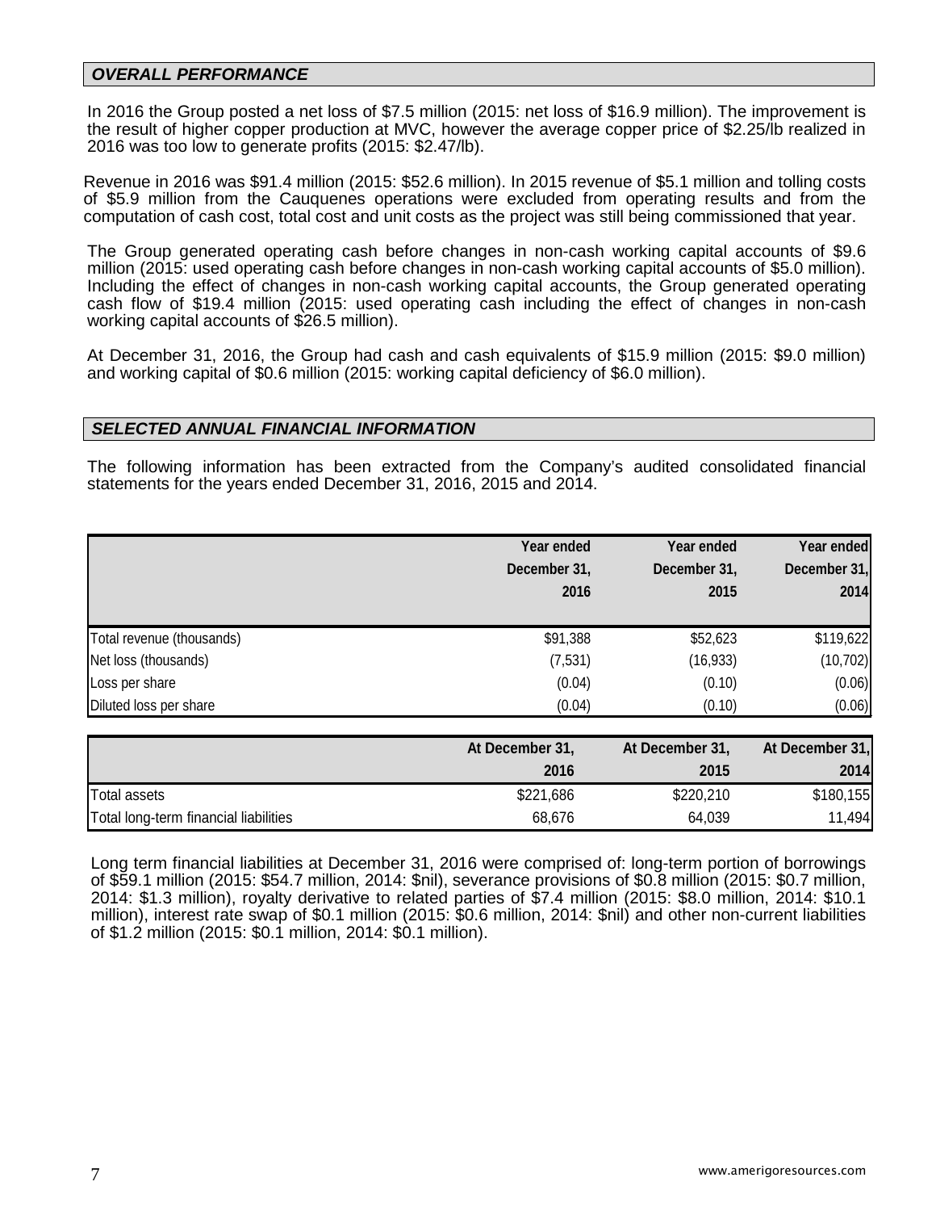## *OVERALL PERFORMANCE*

In 2016 the Group posted a net loss of $7.5 million (2015: net loss of $16.9 million). The improvement is the result of higher copper production at MVC, however the average copper price of $2.25/lb realized in 2016 was too low to generate profits (2015: $2.47/lb).

Revenue in 2016 was $91.4 million (2015: $52.6 million). In 2015 revenue of $5.1 million and tolling costs of $5.9 million from the Cauquenes operations were excluded from operating results and from the computation of cash cost, total cost and unit costs as the project was still being commissioned that year.

The Group generated operating cash before changes in non-cash working capital accounts of $9.6 million (2015: used operating cash before changes in non-cash working capital accounts of $5.0 million). Including the effect of changes in non-cash working capital accounts, the Group generated operating cash flow of $19.4 million (2015: used operating cash including the effect of changes in non-cash working capital accounts of $26.5 million).

At December 31, 2016, the Group had cash and cash equivalents of $15.9 million (2015: $9.0 million) and working capital of $0.6 million (2015: working capital deficiency of $6.0 million).

## *SELECTED ANNUAL FINANCIAL INFORMATION*

The following information has been extracted from the Company's audited consolidated financial statements for the years ended December 31, 2016, 2015 and 2014.

| | Year ended December 31, 2016 | Year ended December 31, 2015 | Year ended December 31, 2014 |
|---|---|---|---|
| Total revenue (thousands) | $91,388 | $52,623 | $119,622 |
| Net loss (thousands) | (7,531) | (16,933) | (10,702) |
| Loss per share | (0.04) | (0.10) | (0.06) |
| Diluted loss per share | (0.04) | (0.10) | (0.06) |

| | At December 31, 2016 | At December 31, 2015 | At December 31, 2014 |
|---|---|---|---|
| Total assets | $221,686 | $220,210 | $180,155 |
| Total long-term financial liabilities | 68,676 | 64,039 | 11,494 |

Long term financial liabilities at December 31, 2016 were comprised of: long-term portion of borrowings of $59.1 million (2015: $54.7 million, 2014: $nil), severance provisions of $0.8 million (2015: $0.7 million, 2014: $1.3 million), royalty derivative to related parties of $7.4 million (2015: $8.0 million, 2014: $10.1 million), interest rate swap of $0.1 million (2015: $0.6 million, 2014: $nil) and other non-current liabilities of $1.2 million (2015: $0.1 million, 2014: $0.1 million).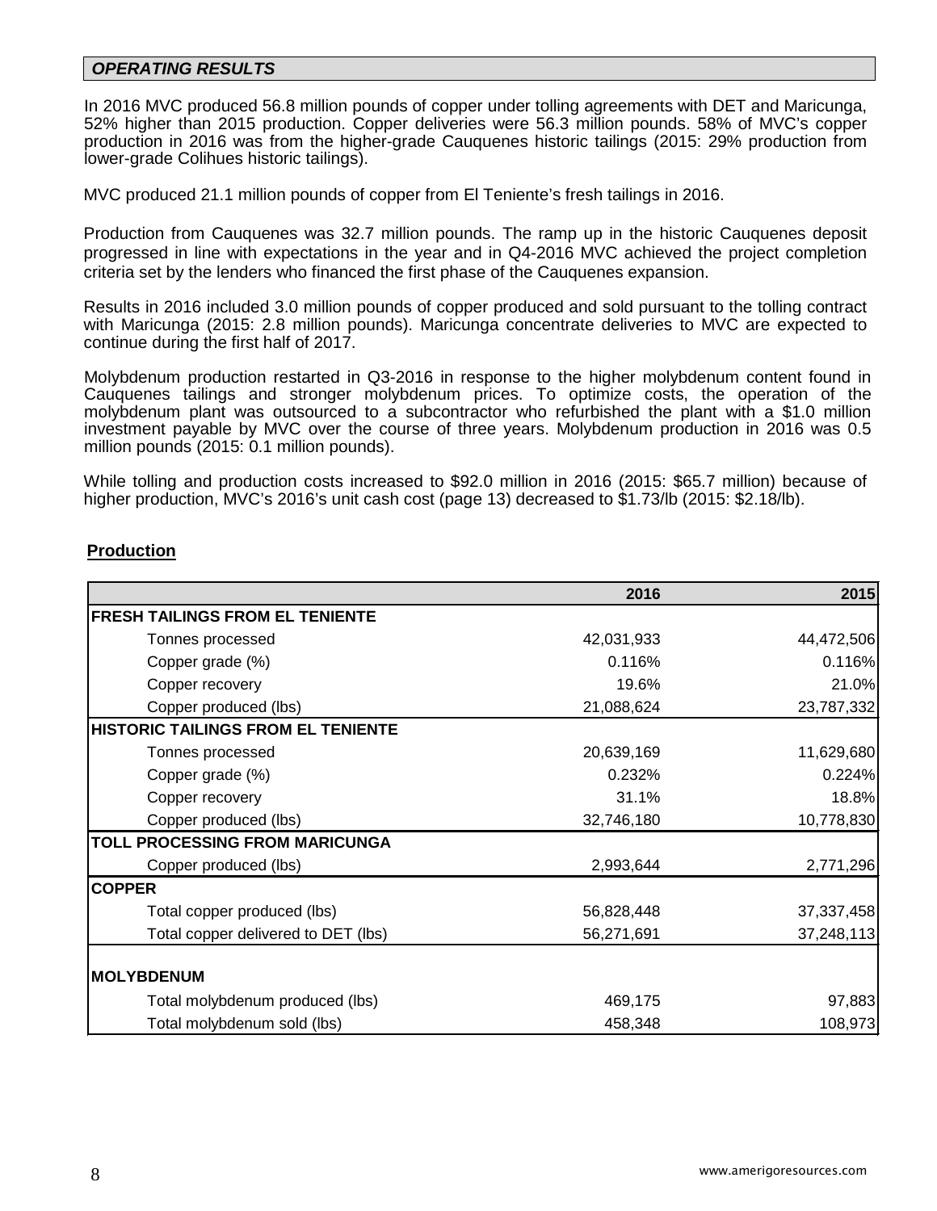## ***OPERATING RESULTS***

In 2016 MVC produced 56.8 million pounds of copper under tolling agreements with DET and Maricunga, 52% higher than 2015 production. Copper deliveries were 56.3 million pounds. 58% of MVC's copper production in 2016 was from the higher-grade Cauquenes historic tailings (2015: 29% production from lower-grade Colihues historic tailings).

MVC produced 21.1 million pounds of copper from El Teniente's fresh tailings in 2016.

Production from Cauquenes was 32.7 million pounds. The ramp up in the historic Cauquenes deposit progressed in line with expectations in the year and in Q4-2016 MVC achieved the project completion criteria set by the lenders who financed the first phase of the Cauquenes expansion.

Results in 2016 included 3.0 million pounds of copper produced and sold pursuant to the tolling contract with Maricunga (2015: 2.8 million pounds). Maricunga concentrate deliveries to MVC are expected to continue during the first half of 2017.

Molybdenum production restarted in Q3-2016 in response to the higher molybdenum content found in Cauquenes tailings and stronger molybdenum prices. To optimize costs, the operation of the molybdenum plant was outsourced to a subcontractor who refurbished the plant with a $1.0 million investment payable by MVC over the course of three years. Molybdenum production in 2016 was 0.5 million pounds (2015: 0.1 million pounds).

While tolling and production costs increased to $92.0 million in 2016 (2015: $65.7 million) because of higher production, MVC's 2016's unit cash cost (page 13) decreased to $1.73/lb (2015: $2.18/lb).

### Production

| | 2016 | 2015 |
|---|---|---|
| **FRESH TAILINGS FROM EL TENIENTE** | | |
| Tonnes processed | 42,031,933 | 44,472,506 |
| Copper grade (%) | 0.116% | 0.116% |
| Copper recovery | 19.6% | 21.0% |
| Copper produced (lbs) | 21,088,624 | 23,787,332 |
| **HISTORIC TAILINGS FROM EL TENIENTE** | | |
| Tonnes processed | 20,639,169 | 11,629,680 |
| Copper grade (%) | 0.232% | 0.224% |
| Copper recovery | 31.1% | 18.8% |
| Copper produced (lbs) | 32,746,180 | 10,778,830 |
| **TOLL PROCESSING FROM MARICUNGA** | | |
| Copper produced (lbs) | 2,993,644 | 2,771,296 |
| **COPPER** | | |
| Total copper produced (lbs) | 56,828,448 | 37,337,458 |
| Total copper delivered to DET (lbs) | 56,271,691 | 37,248,113 |
| **MOLYBDENUM** | | |
| Total molybdenum produced (lbs) | 469,175 | 97,883 |
| Total molybdenum sold (lbs) | 458,348 | 108,973 |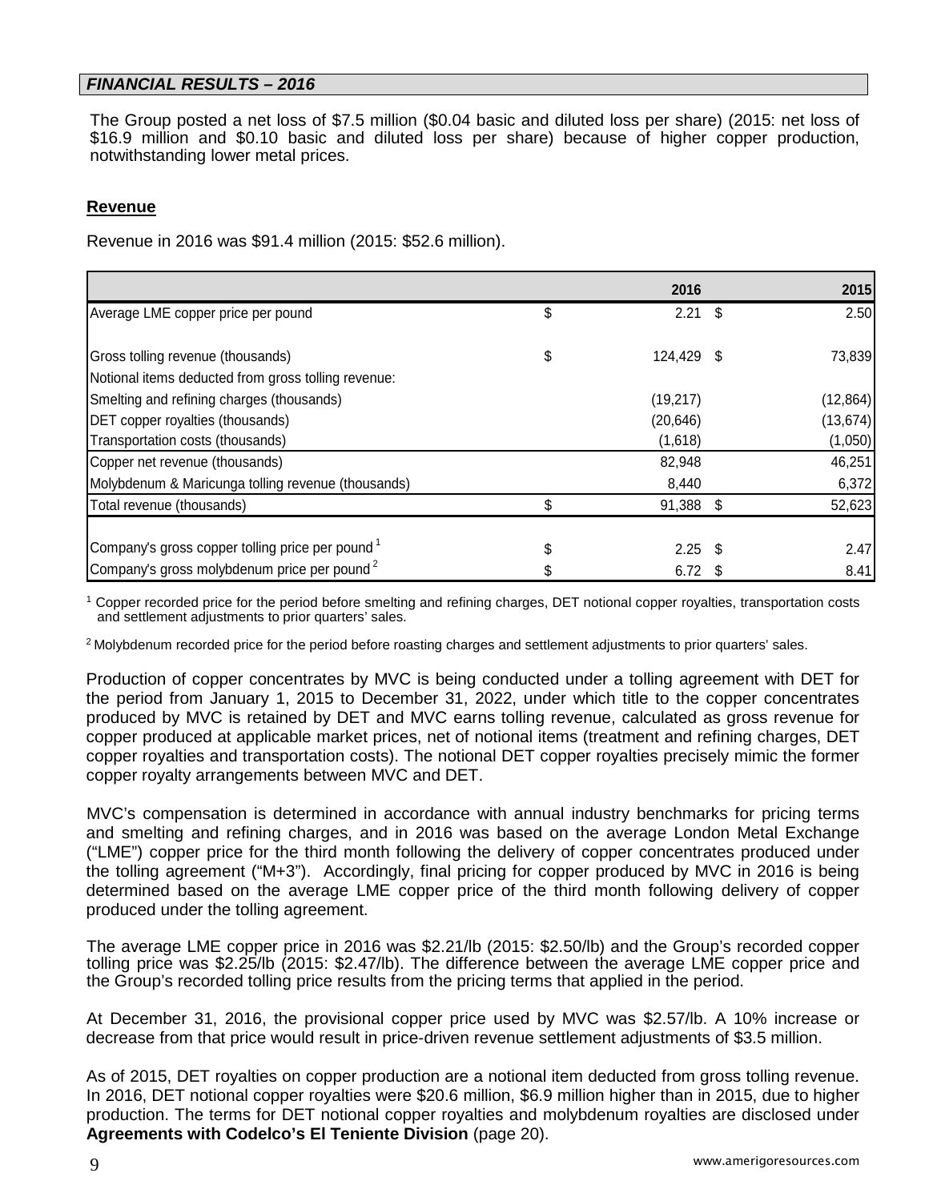## *FINANCIAL RESULTS – 2016*

The Group posted a net loss of $7.5 million ($0.04 basic and diluted loss per share) (2015: net loss of $16.9 million and $0.10 basic and diluted loss per share) because of higher copper production, notwithstanding lower metal prices.

**Revenue**

Revenue in 2016 was $91.4 million (2015: $52.6 million).

| | | 2016 | | 2015 |
|---|---|---|---|---|
| Average LME copper price per pound | $ | 2.21 | $ | 2.50 |
| | | | | |
| Gross tolling revenue (thousands) | $ | 124,429 | $ | 73,839 |
| Notional items deducted from gross tolling revenue: | | | | |
| Smelting and refining charges (thousands) | | (19,217) | | (12,864) |
| DET copper royalties (thousands) | | (20,646) | | (13,674) |
| Transportation costs (thousands) | | (1,618) | | (1,050) |
| Copper net revenue (thousands) | | 82,948 | | 46,251 |
| Molybdenum & Maricunga tolling revenue (thousands) | | 8,440 | | 6,372 |
| Total revenue (thousands) | $ | 91,388 | $ | 52,623 |
| | | | | |
| Company's gross copper tolling price per pound [1] | $ | 2.25 | $ | 2.47 |
| Company's gross molybdenum price per pound [2] | $ | 6.72 | $ | 8.41 |

[1] Copper recorded price for the period before smelting and refining charges, DET notional copper royalties, transportation costs and settlement adjustments to prior quarters' sales.

[2] Molybdenum recorded price for the period before roasting charges and settlement adjustments to prior quarters' sales.

Production of copper concentrates by MVC is being conducted under a tolling agreement with DET for the period from January 1, 2015 to December 31, 2022, under which title to the copper concentrates produced by MVC is retained by DET and MVC earns tolling revenue, calculated as gross revenue for copper produced at applicable market prices, net of notional items (treatment and refining charges, DET copper royalties and transportation costs). The notional DET copper royalties precisely mimic the former copper royalty arrangements between MVC and DET.

MVC's compensation is determined in accordance with annual industry benchmarks for pricing terms and smelting and refining charges, and in 2016 was based on the average London Metal Exchange ("LME") copper price for the third month following the delivery of copper concentrates produced under the tolling agreement ("M+3"). Accordingly, final pricing for copper produced by MVC in 2016 is being determined based on the average LME copper price of the third month following delivery of copper produced under the tolling agreement.

The average LME copper price in 2016 was $2.21/lb (2015: $2.50/lb) and the Group's recorded copper tolling price was $2.25/lb (2015: $2.47/lb). The difference between the average LME copper price and the Group's recorded tolling price results from the pricing terms that applied in the period.

At December 31, 2016, the provisional copper price used by MVC was $2.57/lb. A 10% increase or decrease from that price would result in price-driven revenue settlement adjustments of $3.5 million.

As of 2015, DET royalties on copper production are a notional item deducted from gross tolling revenue. In 2016, DET notional copper royalties were $20.6 million, $6.9 million higher than in 2015, due to higher production. The terms for DET notional copper royalties and molybdenum royalties are disclosed under **Agreements with Codelco's El Teniente Division** (page 20).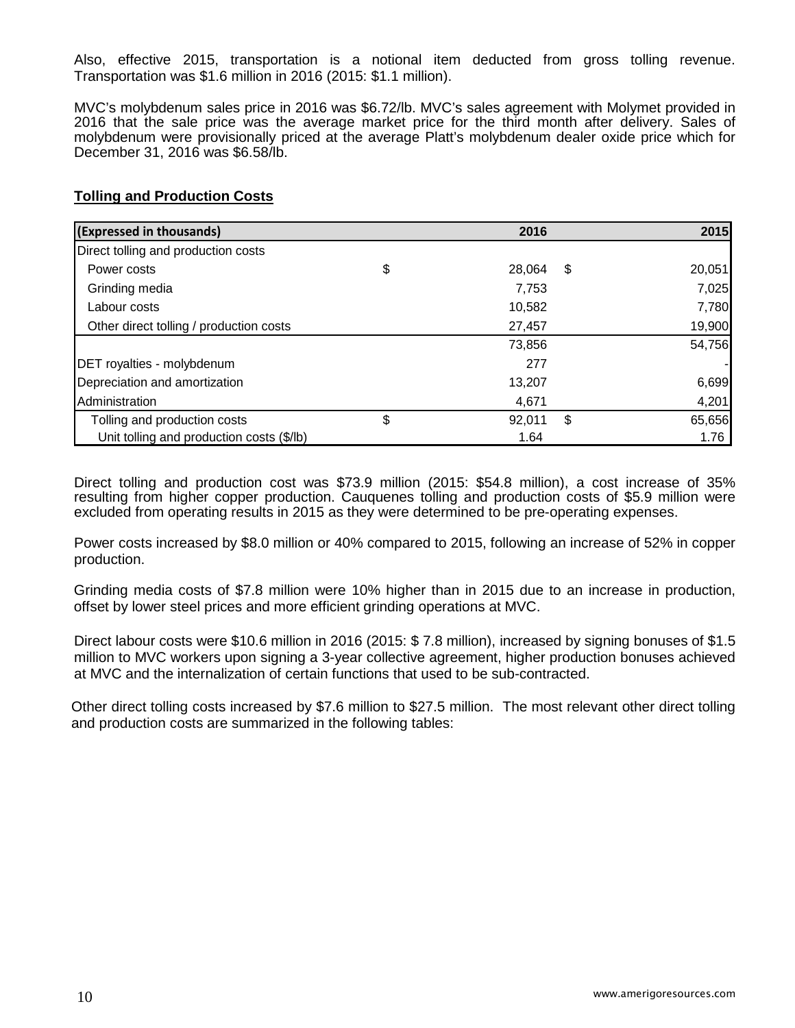Also, effective 2015, transportation is a notional item deducted from gross tolling revenue. Transportation was $1.6 million in 2016 (2015: $1.1 million).

MVC's molybdenum sales price in 2016 was $6.72/lb. MVC's sales agreement with Molymet provided in 2016 that the sale price was the average market price for the third month after delivery. Sales of molybdenum were provisionally priced at the average Platt's molybdenum dealer oxide price which for December 31, 2016 was $6.58/lb.

**Tolling and Production Costs**

| (Expressed in thousands) | | 2016 | | 2015 |
|---|---|---|---|---|
| Direct tolling and production costs | | | | |
| Power costs | $ | 28,064 | $ | 20,051 |
| Grinding media | | 7,753 | | 7,025 |
| Labour costs | | 10,582 | | 7,780 |
| Other direct tolling / production costs | | 27,457 | | 19,900 |
| | | 73,856 | | 54,756 |
| DET royalties - molybdenum | | 277 | | - |
| Depreciation and amortization | | 13,207 | | 6,699 |
| Administration | | 4,671 | | 4,201 |
| Tolling and production costs | $ | 92,011 | $ | 65,656 |
| Unit tolling and production costs ($/lb) | | 1.64 | | 1.76 |

Direct tolling and production cost was $73.9 million (2015: $54.8 million), a cost increase of 35% resulting from higher copper production. Cauquenes tolling and production costs of $5.9 million were excluded from operating results in 2015 as they were determined to be pre-operating expenses.

Power costs increased by $8.0 million or 40% compared to 2015, following an increase of 52% in copper production.

Grinding media costs of $7.8 million were 10% higher than in 2015 due to an increase in production, offset by lower steel prices and more efficient grinding operations at MVC.

Direct labour costs were $10.6 million in 2016 (2015: $ 7.8 million), increased by signing bonuses of $1.5 million to MVC workers upon signing a 3-year collective agreement, higher production bonuses achieved at MVC and the internalization of certain functions that used to be sub-contracted.

Other direct tolling costs increased by $7.6 million to $27.5 million. The most relevant other direct tolling and production costs are summarized in the following tables: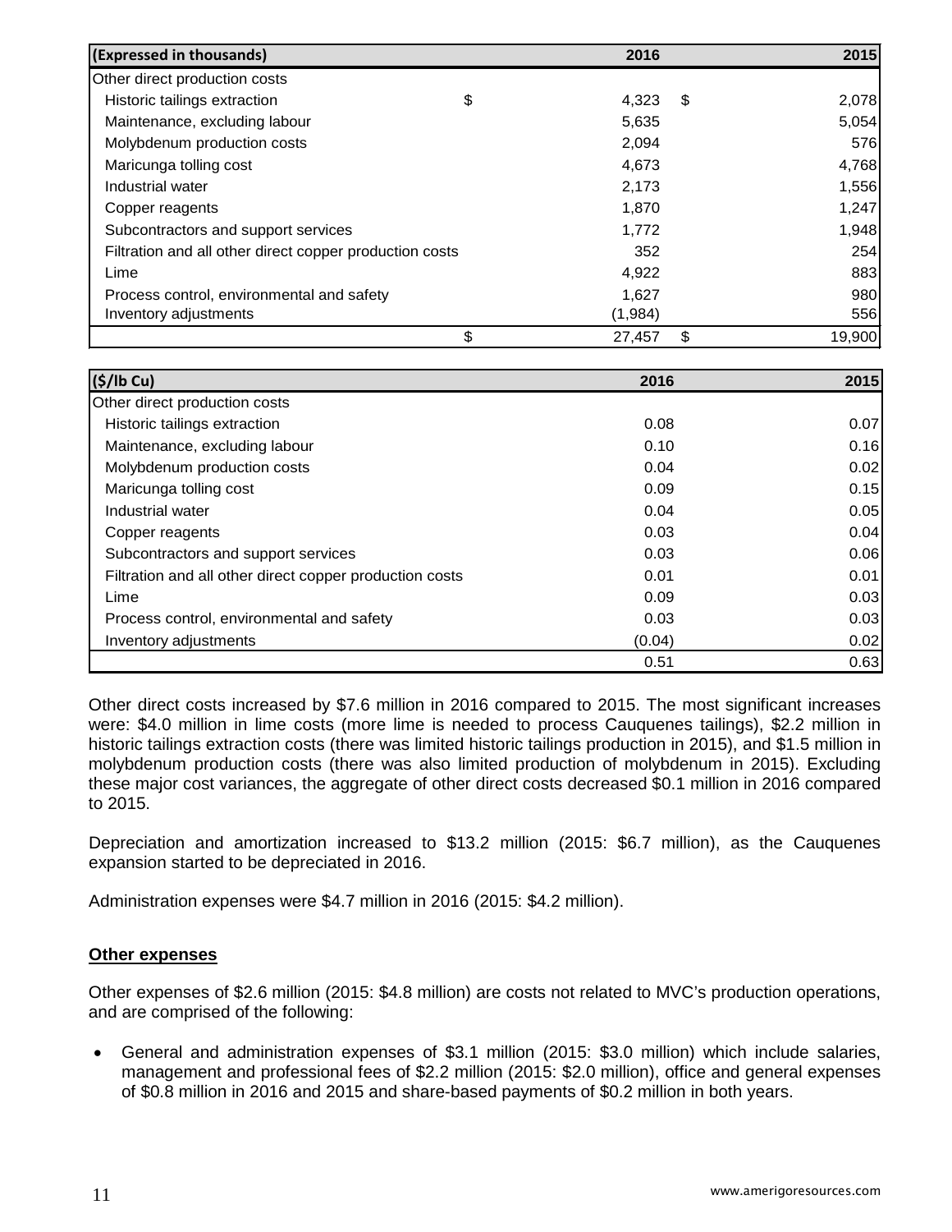| (Expressed in thousands) | 2016 | 2015 |
|---|---|---|
| Other direct production costs | | |
| Historic tailings extraction | $ 4,323 | $ 2,078 |
| Maintenance, excluding labour | 5,635 | 5,054 |
| Molybdenum production costs | 2,094 | 576 |
| Maricunga tolling cost | 4,673 | 4,768 |
| Industrial water | 2,173 | 1,556 |
| Copper reagents | 1,870 | 1,247 |
| Subcontractors and support services | 1,772 | 1,948 |
| Filtration and all other direct copper production costs | 352 | 254 |
| Lime | 4,922 | 883 |
| Process control, environmental and safety | 1,627 | 980 |
| Inventory adjustments | (1,984) | 556 |
| | $ 27,457 | $ 19,900 |

| ($/lb Cu) | 2016 | 2015 |
|---|---|---|
| Other direct production costs | | |
| Historic tailings extraction | 0.08 | 0.07 |
| Maintenance, excluding labour | 0.10 | 0.16 |
| Molybdenum production costs | 0.04 | 0.02 |
| Maricunga tolling cost | 0.09 | 0.15 |
| Industrial water | 0.04 | 0.05 |
| Copper reagents | 0.03 | 0.04 |
| Subcontractors and support services | 0.03 | 0.06 |
| Filtration and all other direct copper production costs | 0.01 | 0.01 |
| Lime | 0.09 | 0.03 |
| Process control, environmental and safety | 0.03 | 0.03 |
| Inventory adjustments | (0.04) | 0.02 |
| | 0.51 | 0.63 |

Other direct costs increased by $7.6 million in 2016 compared to 2015. The most significant increases were: $4.0 million in lime costs (more lime is needed to process Cauquenes tailings), $2.2 million in historic tailings extraction costs (there was limited historic tailings production in 2015), and $1.5 million in molybdenum production costs (there was also limited production of molybdenum in 2015). Excluding these major cost variances, the aggregate of other direct costs decreased $0.1 million in 2016 compared to 2015.

Depreciation and amortization increased to $13.2 million (2015: $6.7 million), as the Cauquenes expansion started to be depreciated in 2016.

Administration expenses were $4.7 million in 2016 (2015: $4.2 million).

**Other expenses**

Other expenses of $2.6 million (2015: $4.8 million) are costs not related to MVC's production operations, and are comprised of the following:

- General and administration expenses of $3.1 million (2015: $3.0 million) which include salaries, management and professional fees of $2.2 million (2015: $2.0 million), office and general expenses of $0.8 million in 2016 and 2015 and share-based payments of $0.2 million in both years.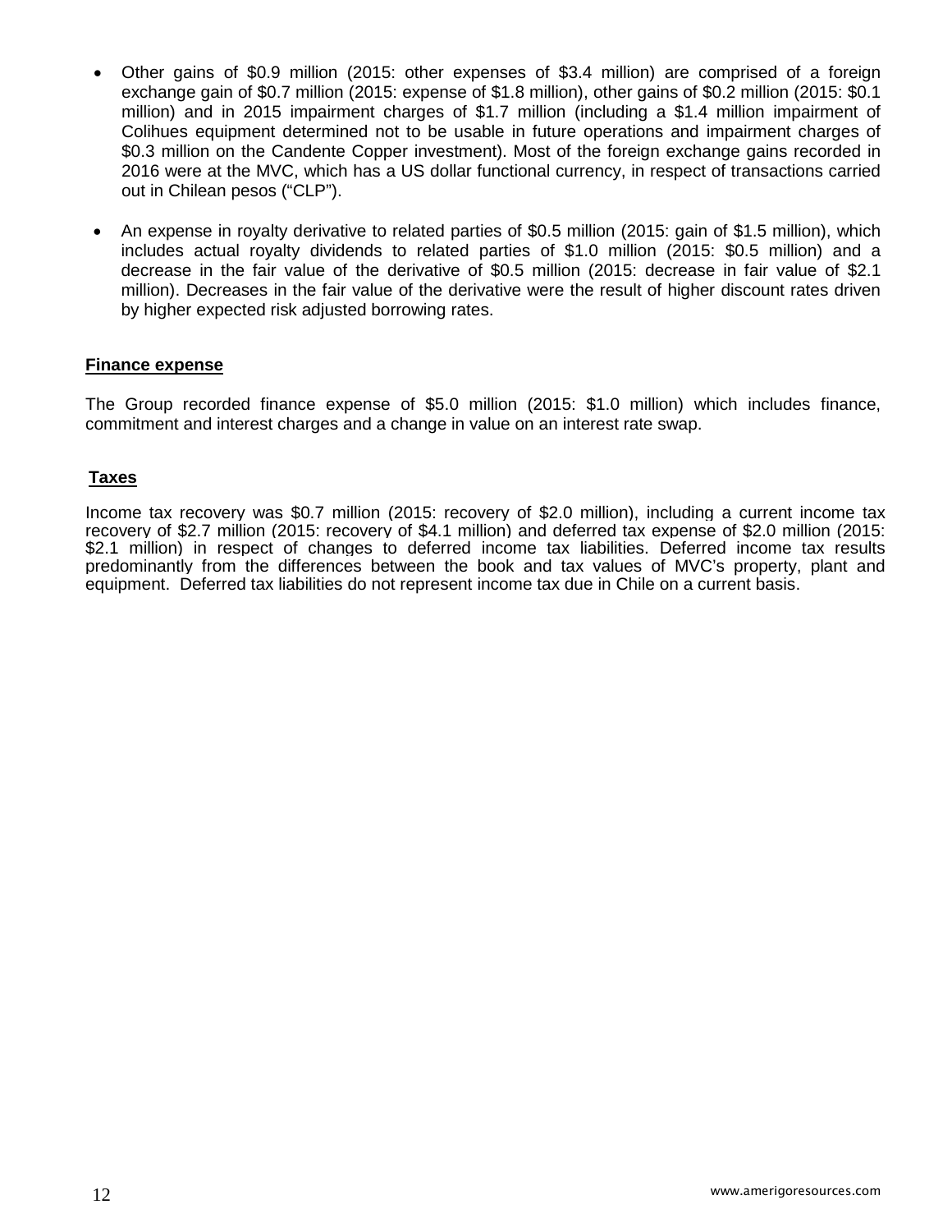- Other gains of $0.9 million (2015: other expenses of $3.4 million) are comprised of a foreign exchange gain of $0.7 million (2015: expense of $1.8 million), other gains of $0.2 million (2015: $0.1 million) and in 2015 impairment charges of $1.7 million (including a $1.4 million impairment of Colihues equipment determined not to be usable in future operations and impairment charges of $0.3 million on the Candente Copper investment). Most of the foreign exchange gains recorded in 2016 were at the MVC, which has a US dollar functional currency, in respect of transactions carried out in Chilean pesos ("CLP").

- An expense in royalty derivative to related parties of $0.5 million (2015: gain of $1.5 million), which includes actual royalty dividends to related parties of $1.0 million (2015: $0.5 million) and a decrease in the fair value of the derivative of $0.5 million (2015: decrease in fair value of $2.1 million). Decreases in the fair value of the derivative were the result of higher discount rates driven by higher expected risk adjusted borrowing rates.

**Finance expense**

The Group recorded finance expense of $5.0 million (2015: $1.0 million) which includes finance, commitment and interest charges and a change in value on an interest rate swap.

**Taxes**

Income tax recovery was $0.7 million (2015: recovery of $2.0 million), including a current income tax recovery of $2.7 million (2015: recovery of $4.1 million) and deferred tax expense of $2.0 million (2015: $2.1 million) in respect of changes to deferred income tax liabilities. Deferred income tax results predominantly from the differences between the book and tax values of MVC's property, plant and equipment. Deferred tax liabilities do not represent income tax due in Chile on a current basis.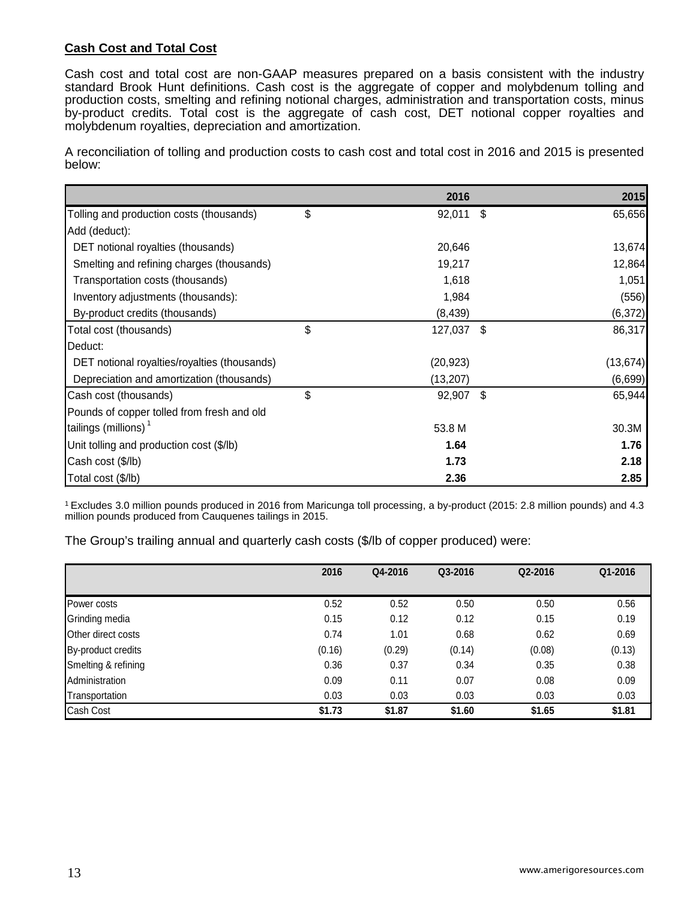## Cash Cost and Total Cost

Cash cost and total cost are non-GAAP measures prepared on a basis consistent with the industry standard Brook Hunt definitions. Cash cost is the aggregate of copper and molybdenum tolling and production costs, smelting and refining notional charges, administration and transportation costs, minus by-product credits. Total cost is the aggregate of cash cost, DET notional copper royalties and molybdenum royalties, depreciation and amortization.

A reconciliation of tolling and production costs to cash cost and total cost in 2016 and 2015 is presented below:

| | 2016 | 2015 |
|---|---|---|
| Tolling and production costs (thousands) | $ 92,011 | $ 65,656 |
| Add (deduct): | | |
| DET notional royalties (thousands) | 20,646 | 13,674 |
| Smelting and refining charges (thousands) | 19,217 | 12,864 |
| Transportation costs (thousands) | 1,618 | 1,051 |
| Inventory adjustments (thousands): | 1,984 | (556) |
| By-product credits (thousands) | (8,439) | (6,372) |
| Total cost (thousands) | $ 127,037 | $ 86,317 |
| Deduct: | | |
| DET notional royalties/royalties (thousands) | (20,923) | (13,674) |
| Depreciation and amortization (thousands) | (13,207) | (6,699) |
| Cash cost (thousands) | $ 92,907 | $ 65,944 |
| Pounds of copper tolled from fresh and old tailings (millions) [1] | 53.8 M | 30.3M |
| Unit tolling and production cost ($/lb) | **1.64** | **1.76** |
| Cash cost ($/lb) | **1.73** | **2.18** |
| Total cost ($/lb) | **2.36** | **2.85** |

[1] Excludes 3.0 million pounds produced in 2016 from Maricunga toll processing, a by-product (2015: 2.8 million pounds) and 4.3 million pounds produced from Cauquenes tailings in 2015.

The Group's trailing annual and quarterly cash costs ($/lb of copper produced) were:

| | 2016 | Q4-2016 | Q3-2016 | Q2-2016 | Q1-2016 |
|---|---|---|---|---|---|
| Power costs | 0.52 | 0.52 | 0.50 | 0.50 | 0.56 |
| Grinding media | 0.15 | 0.12 | 0.12 | 0.15 | 0.19 |
| Other direct costs | 0.74 | 1.01 | 0.68 | 0.62 | 0.69 |
| By-product credits | (0.16) | (0.29) | (0.14) | (0.08) | (0.13) |
| Smelting & refining | 0.36 | 0.37 | 0.34 | 0.35 | 0.38 |
| Administration | 0.09 | 0.11 | 0.07 | 0.08 | 0.09 |
| Transportation | 0.03 | 0.03 | 0.03 | 0.03 | 0.03 |
| Cash Cost | **$1.73** | **$1.87** | **$1.60** | **$1.65** | **$1.81** |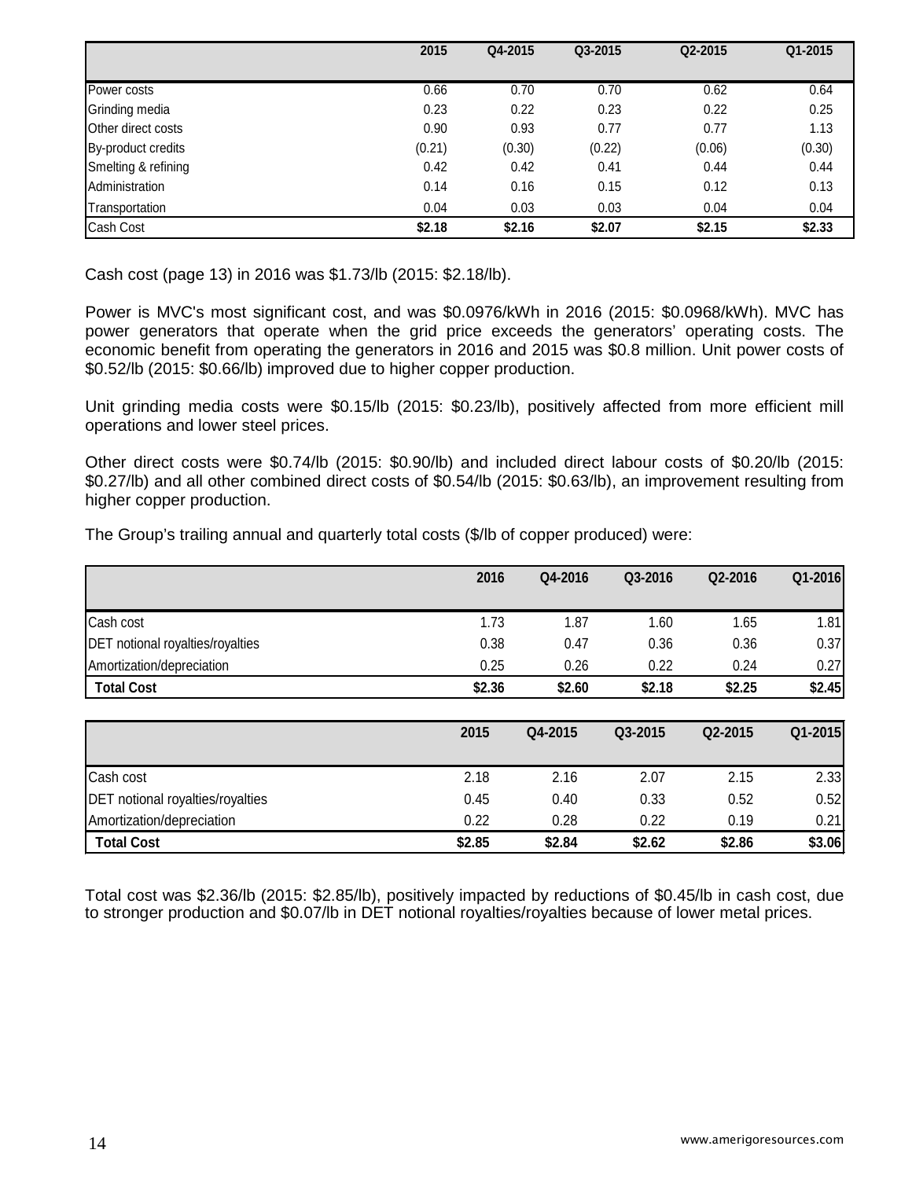| | 2015 | Q4-2015 | Q3-2015 | Q2-2015 | Q1-2015 |
|---|---|---|---|---|---|
| Power costs | 0.66 | 0.70 | 0.70 | 0.62 | 0.64 |
| Grinding media | 0.23 | 0.22 | 0.23 | 0.22 | 0.25 |
| Other direct costs | 0.90 | 0.93 | 0.77 | 0.77 | 1.13 |
| By-product credits | (0.21) | (0.30) | (0.22) | (0.06) | (0.30) |
| Smelting & refining | 0.42 | 0.42 | 0.41 | 0.44 | 0.44 |
| Administration | 0.14 | 0.16 | 0.15 | 0.12 | 0.13 |
| Transportation | 0.04 | 0.03 | 0.03 | 0.04 | 0.04 |
| Cash Cost | **$2.18** | **$2.16** | **$2.07** | **$2.15** | **$2.33** |

Cash cost (page 13) in 2016 was $1.73/lb (2015: $2.18/lb).

Power is MVC's most significant cost, and was $0.0976/kWh in 2016 (2015: $0.0968/kWh). MVC has power generators that operate when the grid price exceeds the generators' operating costs. The economic benefit from operating the generators in 2016 and 2015 was $0.8 million. Unit power costs of $0.52/lb (2015: $0.66/lb) improved due to higher copper production.

Unit grinding media costs were $0.15/lb (2015: $0.23/lb), positively affected from more efficient mill operations and lower steel prices.

Other direct costs were $0.74/lb (2015: $0.90/lb) and included direct labour costs of $0.20/lb (2015: $0.27/lb) and all other combined direct costs of $0.54/lb (2015: $0.63/lb), an improvement resulting from higher copper production.

The Group's trailing annual and quarterly total costs ($/lb of copper produced) were:

| | 2016 | Q4-2016 | Q3-2016 | Q2-2016 | Q1-2016 |
|---|---|---|---|---|---|
| Cash cost | 1.73 | 1.87 | 1.60 | 1.65 | 1.81 |
| DET notional royalties/royalties | 0.38 | 0.47 | 0.36 | 0.36 | 0.37 |
| Amortization/depreciation | 0.25 | 0.26 | 0.22 | 0.24 | 0.27 |
| **Total Cost** | **$2.36** | **$2.60** | **$2.18** | **$2.25** | **$2.45** |

| | 2015 | Q4-2015 | Q3-2015 | Q2-2015 | Q1-2015 |
|---|---|---|---|---|---|
| Cash cost | 2.18 | 2.16 | 2.07 | 2.15 | 2.33 |
| DET notional royalties/royalties | 0.45 | 0.40 | 0.33 | 0.52 | 0.52 |
| Amortization/depreciation | 0.22 | 0.28 | 0.22 | 0.19 | 0.21 |
| **Total Cost** | **$2.85** | **$2.84** | **$2.62** | **$2.86** | **$3.06** |

Total cost was $2.36/lb (2015: $2.85/lb), positively impacted by reductions of $0.45/lb in cash cost, due to stronger production and $0.07/lb in DET notional royalties/royalties because of lower metal prices.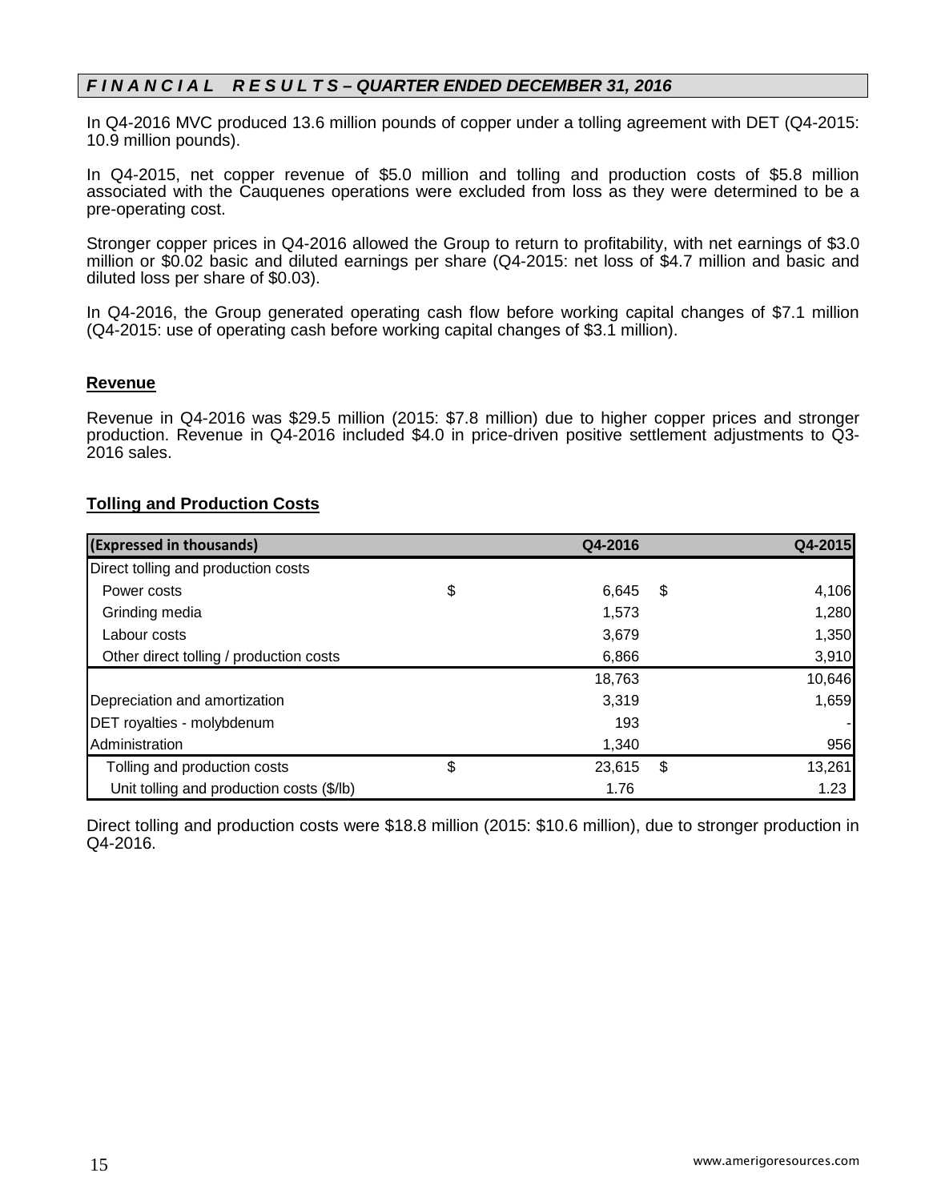## *F I N A N C I A L R E S U L T S – QUARTER ENDED DECEMBER 31, 2016*

In Q4-2016 MVC produced 13.6 million pounds of copper under a tolling agreement with DET (Q4-2015: 10.9 million pounds).

In Q4-2015, net copper revenue of $5.0 million and tolling and production costs of $5.8 million associated with the Cauquenes operations were excluded from loss as they were determined to be a pre-operating cost.

Stronger copper prices in Q4-2016 allowed the Group to return to profitability, with net earnings of $3.0 million or $0.02 basic and diluted earnings per share (Q4-2015: net loss of $4.7 million and basic and diluted loss per share of $0.03).

In Q4-2016, the Group generated operating cash flow before working capital changes of $7.1 million (Q4-2015: use of operating cash before working capital changes of $3.1 million).

### Revenue

Revenue in Q4-2016 was $29.5 million (2015: $7.8 million) due to higher copper prices and stronger production. Revenue in Q4-2016 included $4.0 in price-driven positive settlement adjustments to Q3-2016 sales.

### Tolling and Production Costs

| (Expressed in thousands) | | Q4-2016 | | Q4-2015 |
|---|---|---|---|---|
| Direct tolling and production costs | | | | |
| Power costs | $ | 6,645 | $ | 4,106 |
| Grinding media | | 1,573 | | 1,280 |
| Labour costs | | 3,679 | | 1,350 |
| Other direct tolling / production costs | | 6,866 | | 3,910 |
| | | 18,763 | | 10,646 |
| Depreciation and amortization | | 3,319 | | 1,659 |
| DET royalties - molybdenum | | 193 | | - |
| Administration | | 1,340 | | 956 |
| Tolling and production costs | $ | 23,615 | $ | 13,261 |
| Unit tolling and production costs ($/lb) | | 1.76 | | 1.23 |

Direct tolling and production costs were $18.8 million (2015: $10.6 million), due to stronger production in Q4-2016.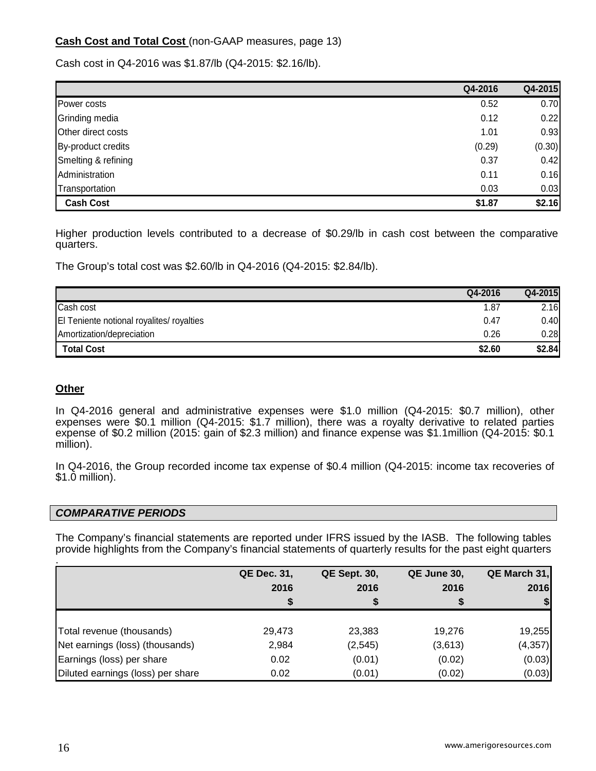**Cash Cost and Total Cost** (non-GAAP measures, page 13)

Cash cost in Q4-2016 was $1.87/lb (Q4-2015: $2.16/lb).

| | Q4-2016 | Q4-2015 |
|---|---|---|
| Power costs | 0.52 | 0.70 |
| Grinding media | 0.12 | 0.22 |
| Other direct costs | 1.01 | 0.93 |
| By-product credits | (0.29) | (0.30) |
| Smelting & refining | 0.37 | 0.42 |
| Administration | 0.11 | 0.16 |
| Transportation | 0.03 | 0.03 |
| **Cash Cost** | **$1.87** | **$2.16** |

Higher production levels contributed to a decrease of $0.29/lb in cash cost between the comparative quarters.

The Group's total cost was $2.60/lb in Q4-2016 (Q4-2015: $2.84/lb).

| | Q4-2016 | Q4-2015 |
|---|---|---|
| Cash cost | 1.87 | 2.16 |
| El Teniente notional royalites/ royalties | 0.47 | 0.40 |
| Amortization/depreciation | 0.26 | 0.28 |
| **Total Cost** | **$2.60** | **$2.84** |

**Other**

In Q4-2016 general and administrative expenses were $1.0 million (Q4-2015: $0.7 million), other expenses were $0.1 million (Q4-2015: $1.7 million), there was a royalty derivative to related parties expense of $0.2 million (2015: gain of $2.3 million) and finance expense was $1.1million (Q4-2015: $0.1 million).

In Q4-2016, the Group recorded income tax expense of $0.4 million (Q4-2015: income tax recoveries of $1.0 million).

***COMPARATIVE PERIODS***

The Company's financial statements are reported under IFRS issued by the IASB. The following tables provide highlights from the Company's financial statements of quarterly results for the past eight quarters .

| | QE Dec. 31, 2016 $ | QE Sept. 30, 2016 $ | QE June 30, 2016 $ | QE March 31, 2016 $ |
|---|---|---|---|---|
| Total revenue (thousands) | 29,473 | 23,383 | 19,276 | 19,255 |
| Net earnings (loss) (thousands) | 2,984 | (2,545) | (3,613) | (4,357) |
| Earnings (loss) per share | 0.02 | (0.01) | (0.02) | (0.03) |
| Diluted earnings (loss) per share | 0.02 | (0.01) | (0.02) | (0.03) |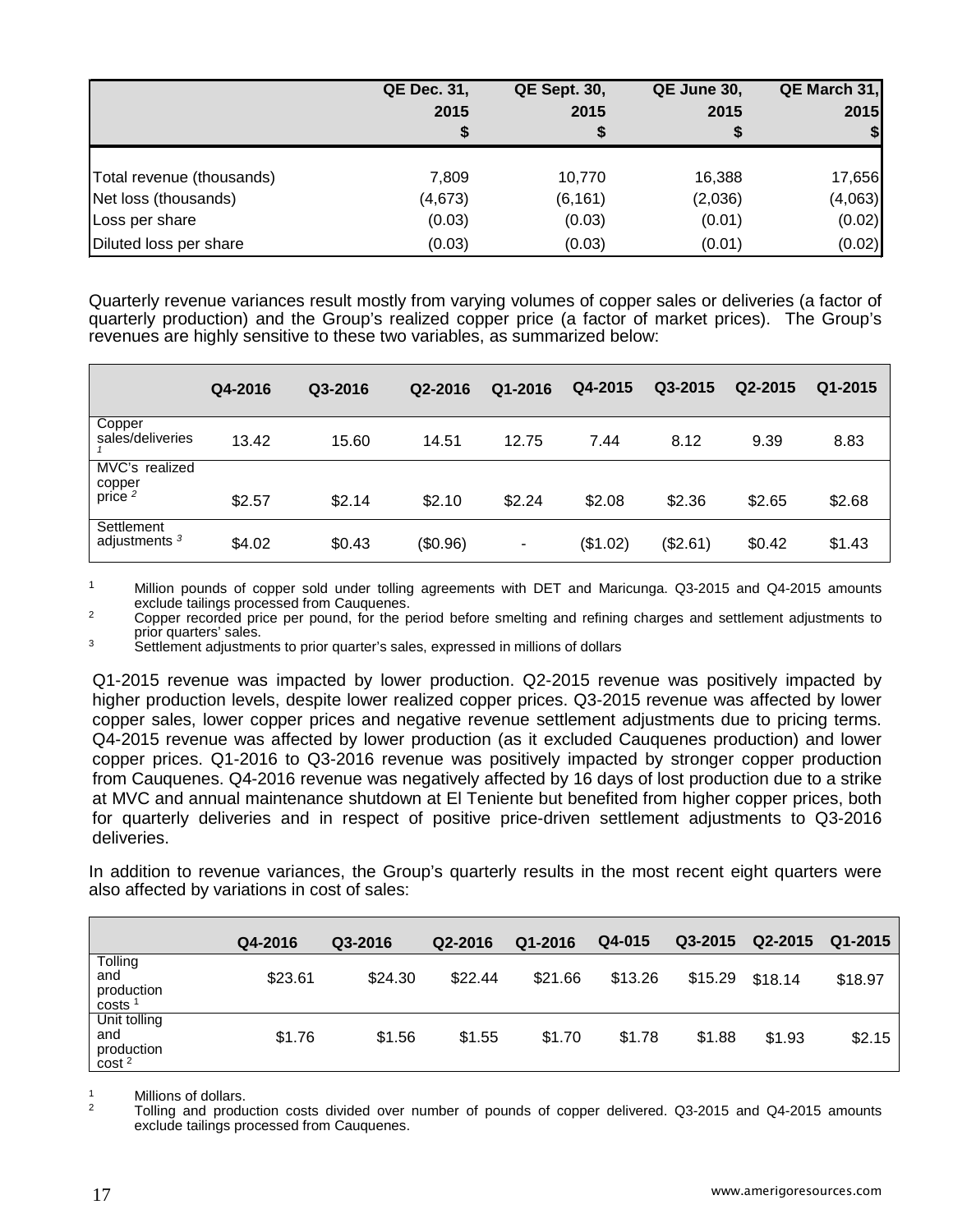| | QE Dec. 31, 2015 $ | QE Sept. 30, 2015 $ | QE June 30, 2015 $ | QE March 31, 2015 $ |
|---|---|---|---|---|
| Total revenue (thousands) | 7,809 | 10,770 | 16,388 | 17,656 |
| Net loss (thousands) | (4,673) | (6,161) | (2,036) | (4,063) |
| Loss per share | (0.03) | (0.03) | (0.01) | (0.02) |
| Diluted loss per share | (0.03) | (0.03) | (0.01) | (0.02) |

Quarterly revenue variances result mostly from varying volumes of copper sales or deliveries (a factor of quarterly production) and the Group's realized copper price (a factor of market prices). The Group's revenues are highly sensitive to these two variables, as summarized below:

| | Q4-2016 | Q3-2016 | Q2-2016 | Q1-2016 | Q4-2015 | Q3-2015 | Q2-2015 | Q1-2015 |
|---|---|---|---|---|---|---|---|---|
| Copper sales/deliveries [1] | 13.42 | 15.60 | 14.51 | 12.75 | 7.44 | 8.12 | 9.39 | 8.83 |
| MVC's realized copper price [2] | $2.57 | $2.14 | $2.10 | $2.24 | $2.08 | $2.36 | $2.65 | $2.68 |
| Settlement adjustments [3] | $4.02 | $0.43 | ($0.96) | - | ($1.02) | ($2.61) | $0.42 | $1.43 |

[1] Million pounds of copper sold under tolling agreements with DET and Maricunga. Q3-2015 and Q4-2015 amounts exclude tailings processed from Cauquenes.

[2] Copper recorded price per pound, for the period before smelting and refining charges and settlement adjustments to prior quarters' sales.

[3] Settlement adjustments to prior quarter's sales, expressed in millions of dollars

Q1-2015 revenue was impacted by lower production. Q2-2015 revenue was positively impacted by higher production levels, despite lower realized copper prices. Q3-2015 revenue was affected by lower copper sales, lower copper prices and negative revenue settlement adjustments due to pricing terms. Q4-2015 revenue was affected by lower production (as it excluded Cauquenes production) and lower copper prices. Q1-2016 to Q3-2016 revenue was positively impacted by stronger copper production from Cauquenes. Q4-2016 revenue was negatively affected by 16 days of lost production due to a strike at MVC and annual maintenance shutdown at El Teniente but benefited from higher copper prices, both for quarterly deliveries and in respect of positive price-driven settlement adjustments to Q3-2016 deliveries.

In addition to revenue variances, the Group's quarterly results in the most recent eight quarters were also affected by variations in cost of sales:

| | Q4-2016 | Q3-2016 | Q2-2016 | Q1-2016 | Q4-015 | Q3-2015 | Q2-2015 | Q1-2015 |
|---|---|---|---|---|---|---|---|---|
| Tolling and production costs [1] | $23.61 | $24.30 | $22.44 | $21.66 | $13.26 | $15.29 | $18.14 | $18.97 |
| Unit tolling and production cost [2] | $1.76 | $1.56 | $1.55 | $1.70 | $1.78 | $1.88 | $1.93 | $2.15 |

[1] Millions of dollars.

[2] Tolling and production costs divided over number of pounds of copper delivered. Q3-2015 and Q4-2015 amounts exclude tailings processed from Cauquenes.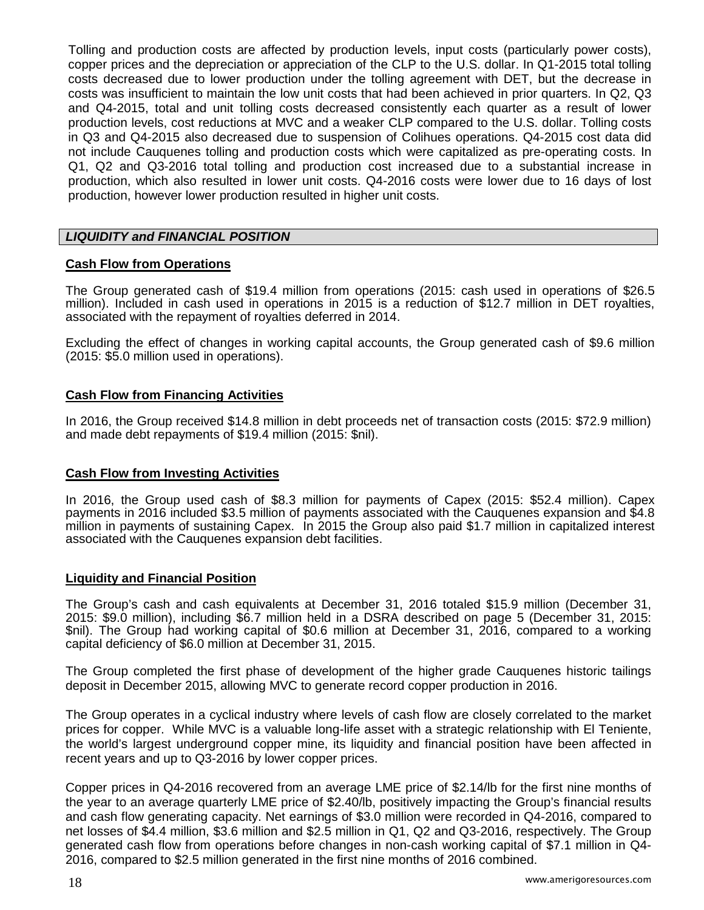Tolling and production costs are affected by production levels, input costs (particularly power costs), copper prices and the depreciation or appreciation of the CLP to the U.S. dollar. In Q1-2015 total tolling costs decreased due to lower production under the tolling agreement with DET, but the decrease in costs was insufficient to maintain the low unit costs that had been achieved in prior quarters. In Q2, Q3 and Q4-2015, total and unit tolling costs decreased consistently each quarter as a result of lower production levels, cost reductions at MVC and a weaker CLP compared to the U.S. dollar. Tolling costs in Q3 and Q4-2015 also decreased due to suspension of Colihues operations. Q4-2015 cost data did not include Cauquenes tolling and production costs which were capitalized as pre-operating costs. In Q1, Q2 and Q3-2016 total tolling and production cost increased due to a substantial increase in production, which also resulted in lower unit costs. Q4-2016 costs were lower due to 16 days of lost production, however lower production resulted in higher unit costs.

## *LIQUIDITY and FINANCIAL POSITION*

### Cash Flow from Operations

The Group generated cash of $19.4 million from operations (2015: cash used in operations of $26.5 million). Included in cash used in operations in 2015 is a reduction of $12.7 million in DET royalties, associated with the repayment of royalties deferred in 2014.

Excluding the effect of changes in working capital accounts, the Group generated cash of $9.6 million (2015: $5.0 million used in operations).

### Cash Flow from Financing Activities

In 2016, the Group received $14.8 million in debt proceeds net of transaction costs (2015: $72.9 million) and made debt repayments of $19.4 million (2015: $nil).

### Cash Flow from Investing Activities

In 2016, the Group used cash of $8.3 million for payments of Capex (2015: $52.4 million). Capex payments in 2016 included $3.5 million of payments associated with the Cauquenes expansion and $4.8 million in payments of sustaining Capex. In 2015 the Group also paid $1.7 million in capitalized interest associated with the Cauquenes expansion debt facilities.

### Liquidity and Financial Position

The Group's cash and cash equivalents at December 31, 2016 totaled $15.9 million (December 31, 2015: $9.0 million), including $6.7 million held in a DSRA described on page 5 (December 31, 2015: $nil). The Group had working capital of $0.6 million at December 31, 2016, compared to a working capital deficiency of $6.0 million at December 31, 2015.

The Group completed the first phase of development of the higher grade Cauquenes historic tailings deposit in December 2015, allowing MVC to generate record copper production in 2016.

The Group operates in a cyclical industry where levels of cash flow are closely correlated to the market prices for copper. While MVC is a valuable long-life asset with a strategic relationship with El Teniente, the world's largest underground copper mine, its liquidity and financial position have been affected in recent years and up to Q3-2016 by lower copper prices.

Copper prices in Q4-2016 recovered from an average LME price of $2.14/lb for the first nine months of the year to an average quarterly LME price of $2.40/lb, positively impacting the Group's financial results and cash flow generating capacity. Net earnings of $3.0 million were recorded in Q4-2016, compared to net losses of $4.4 million, $3.6 million and $2.5 million in Q1, Q2 and Q3-2016, respectively. The Group generated cash flow from operations before changes in non-cash working capital of $7.1 million in Q4-2016, compared to $2.5 million generated in the first nine months of 2016 combined.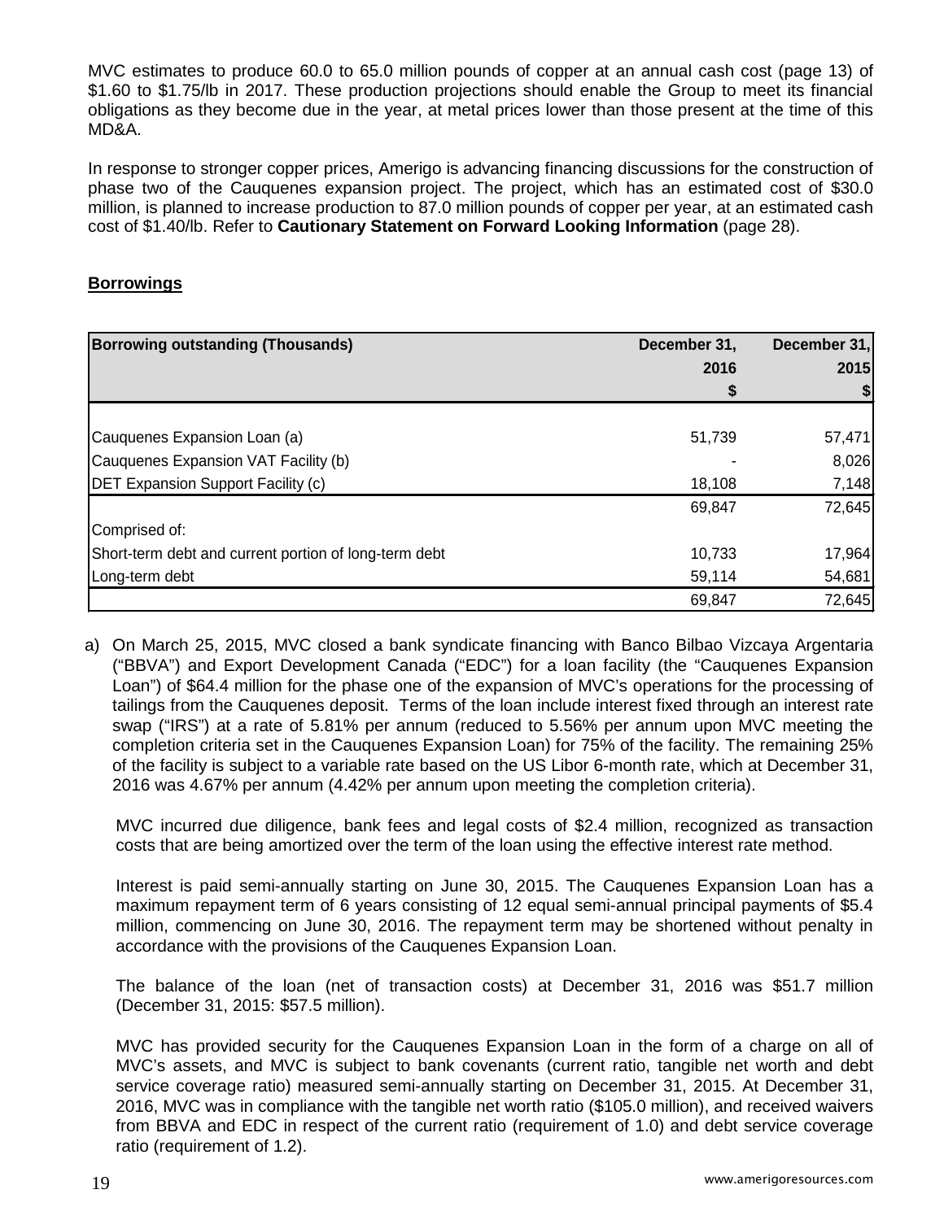MVC estimates to produce 60.0 to 65.0 million pounds of copper at an annual cash cost (page 13) of $1.60 to $1.75/lb in 2017. These production projections should enable the Group to meet its financial obligations as they become due in the year, at metal prices lower than those present at the time of this MD&A.

In response to stronger copper prices, Amerigo is advancing financing discussions for the construction of phase two of the Cauquenes expansion project. The project, which has an estimated cost of $30.0 million, is planned to increase production to 87.0 million pounds of copper per year, at an estimated cash cost of $1.40/lb. Refer to **Cautionary Statement on Forward Looking Information** (page 28).

## Borrowings

| Borrowing outstanding (Thousands) | December 31, 2016 $ | December 31, 2015 $ |
|---|---|---|
| Cauquenes Expansion Loan (a) | 51,739 | 57,471 |
| Cauquenes Expansion VAT Facility (b) | - | 8,026 |
| DET Expansion Support Facility (c) | 18,108 | 7,148 |
| | 69,847 | 72,645 |
| Comprised of: | | |
| Short-term debt and current portion of long-term debt | 10,733 | 17,964 |
| Long-term debt | 59,114 | 54,681 |
| | 69,847 | 72,645 |

a) On March 25, 2015, MVC closed a bank syndicate financing with Banco Bilbao Vizcaya Argentaria ("BBVA") and Export Development Canada ("EDC") for a loan facility (the "Cauquenes Expansion Loan") of $64.4 million for the phase one of the expansion of MVC's operations for the processing of tailings from the Cauquenes deposit. Terms of the loan include interest fixed through an interest rate swap ("IRS") at a rate of 5.81% per annum (reduced to 5.56% per annum upon MVC meeting the completion criteria set in the Cauquenes Expansion Loan) for 75% of the facility. The remaining 25% of the facility is subject to a variable rate based on the US Libor 6-month rate, which at December 31, 2016 was 4.67% per annum (4.42% per annum upon meeting the completion criteria).

   MVC incurred due diligence, bank fees and legal costs of $2.4 million, recognized as transaction costs that are being amortized over the term of the loan using the effective interest rate method.

   Interest is paid semi-annually starting on June 30, 2015. The Cauquenes Expansion Loan has a maximum repayment term of 6 years consisting of 12 equal semi-annual principal payments of $5.4 million, commencing on June 30, 2016. The repayment term may be shortened without penalty in accordance with the provisions of the Cauquenes Expansion Loan.

   The balance of the loan (net of transaction costs) at December 31, 2016 was $51.7 million (December 31, 2015: $57.5 million).

   MVC has provided security for the Cauquenes Expansion Loan in the form of a charge on all of MVC's assets, and MVC is subject to bank covenants (current ratio, tangible net worth and debt service coverage ratio) measured semi-annually starting on December 31, 2015. At December 31, 2016, MVC was in compliance with the tangible net worth ratio ($105.0 million), and received waivers from BBVA and EDC in respect of the current ratio (requirement of 1.0) and debt service coverage ratio (requirement of 1.2).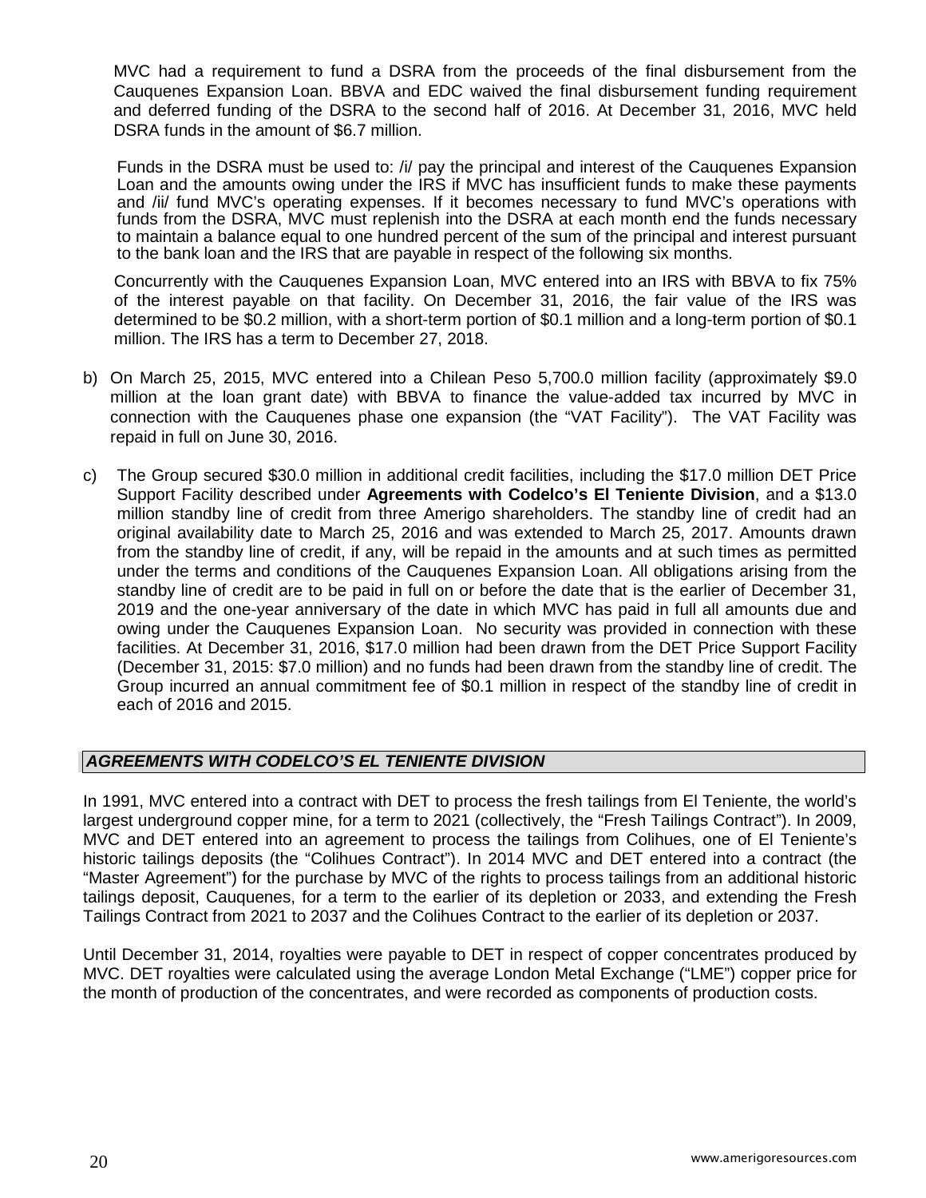MVC had a requirement to fund a DSRA from the proceeds of the final disbursement from the Cauquenes Expansion Loan. BBVA and EDC waived the final disbursement funding requirement and deferred funding of the DSRA to the second half of 2016. At December 31, 2016, MVC held DSRA funds in the amount of $6.7 million.

Funds in the DSRA must be used to: /i/ pay the principal and interest of the Cauquenes Expansion Loan and the amounts owing under the IRS if MVC has insufficient funds to make these payments and /ii/ fund MVC's operating expenses. If it becomes necessary to fund MVC's operations with funds from the DSRA, MVC must replenish into the DSRA at each month end the funds necessary to maintain a balance equal to one hundred percent of the sum of the principal and interest pursuant to the bank loan and the IRS that are payable in respect of the following six months.

Concurrently with the Cauquenes Expansion Loan, MVC entered into an IRS with BBVA to fix 75% of the interest payable on that facility. On December 31, 2016, the fair value of the IRS was determined to be $0.2 million, with a short-term portion of $0.1 million and a long-term portion of $0.1 million. The IRS has a term to December 27, 2018.

b) On March 25, 2015, MVC entered into a Chilean Peso 5,700.0 million facility (approximately $9.0 million at the loan grant date) with BBVA to finance the value-added tax incurred by MVC in connection with the Cauquenes phase one expansion (the "VAT Facility"). The VAT Facility was repaid in full on June 30, 2016.

c) The Group secured $30.0 million in additional credit facilities, including the $17.0 million DET Price Support Facility described under **Agreements with Codelco's El Teniente Division**, and a $13.0 million standby line of credit from three Amerigo shareholders. The standby line of credit had an original availability date to March 25, 2016 and was extended to March 25, 2017. Amounts drawn from the standby line of credit, if any, will be repaid in the amounts and at such times as permitted under the terms and conditions of the Cauquenes Expansion Loan. All obligations arising from the standby line of credit are to be paid in full on or before the date that is the earlier of December 31, 2019 and the one-year anniversary of the date in which MVC has paid in full all amounts due and owing under the Cauquenes Expansion Loan. No security was provided in connection with these facilities. At December 31, 2016, $17.0 million had been drawn from the DET Price Support Facility (December 31, 2015: $7.0 million) and no funds had been drawn from the standby line of credit. The Group incurred an annual commitment fee of $0.1 million in respect of the standby line of credit in each of 2016 and 2015.

## ***AGREEMENTS WITH CODELCO'S EL TENIENTE DIVISION***

In 1991, MVC entered into a contract with DET to process the fresh tailings from El Teniente, the world's largest underground copper mine, for a term to 2021 (collectively, the "Fresh Tailings Contract"). In 2009, MVC and DET entered into an agreement to process the tailings from Colihues, one of El Teniente's historic tailings deposits (the "Colihues Contract"). In 2014 MVC and DET entered into a contract (the "Master Agreement") for the purchase by MVC of the rights to process tailings from an additional historic tailings deposit, Cauquenes, for a term to the earlier of its depletion or 2033, and extending the Fresh Tailings Contract from 2021 to 2037 and the Colihues Contract to the earlier of its depletion or 2037.

Until December 31, 2014, royalties were payable to DET in respect of copper concentrates produced by MVC. DET royalties were calculated using the average London Metal Exchange ("LME") copper price for the month of production of the concentrates, and were recorded as components of production costs.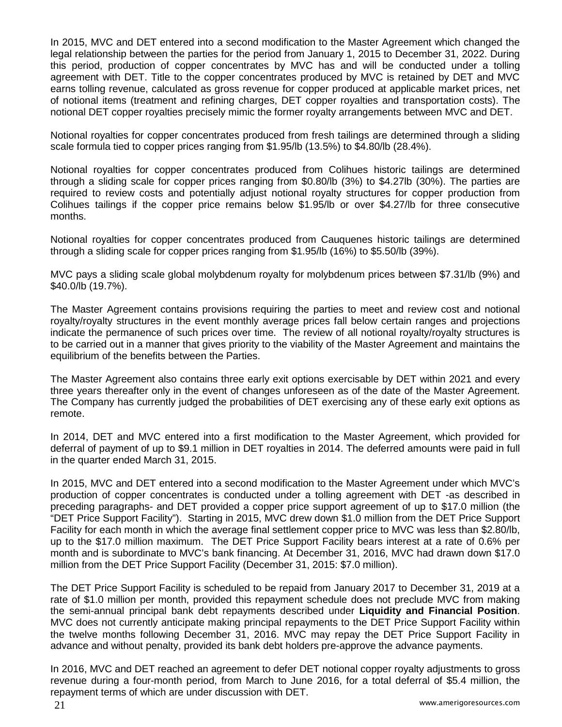In 2015, MVC and DET entered into a second modification to the Master Agreement which changed the legal relationship between the parties for the period from January 1, 2015 to December 31, 2022. During this period, production of copper concentrates by MVC has and will be conducted under a tolling agreement with DET. Title to the copper concentrates produced by MVC is retained by DET and MVC earns tolling revenue, calculated as gross revenue for copper produced at applicable market prices, net of notional items (treatment and refining charges, DET copper royalties and transportation costs). The notional DET copper royalties precisely mimic the former royalty arrangements between MVC and DET.

Notional royalties for copper concentrates produced from fresh tailings are determined through a sliding scale formula tied to copper prices ranging from $1.95/lb (13.5%) to $4.80/lb (28.4%).

Notional royalties for copper concentrates produced from Colihues historic tailings are determined through a sliding scale for copper prices ranging from $0.80/lb (3%) to $4.27lb (30%). The parties are required to review costs and potentially adjust notional royalty structures for copper production from Colihues tailings if the copper price remains below $1.95/lb or over $4.27/lb for three consecutive months.

Notional royalties for copper concentrates produced from Cauquenes historic tailings are determined through a sliding scale for copper prices ranging from $1.95/lb (16%) to $5.50/lb (39%).

MVC pays a sliding scale global molybdenum royalty for molybdenum prices between $7.31/lb (9%) and $40.0/lb (19.7%).

The Master Agreement contains provisions requiring the parties to meet and review cost and notional royalty/royalty structures in the event monthly average prices fall below certain ranges and projections indicate the permanence of such prices over time. The review of all notional royalty/royalty structures is to be carried out in a manner that gives priority to the viability of the Master Agreement and maintains the equilibrium of the benefits between the Parties.

The Master Agreement also contains three early exit options exercisable by DET within 2021 and every three years thereafter only in the event of changes unforeseen as of the date of the Master Agreement. The Company has currently judged the probabilities of DET exercising any of these early exit options as remote.

In 2014, DET and MVC entered into a first modification to the Master Agreement, which provided for deferral of payment of up to $9.1 million in DET royalties in 2014. The deferred amounts were paid in full in the quarter ended March 31, 2015.

In 2015, MVC and DET entered into a second modification to the Master Agreement under which MVC's production of copper concentrates is conducted under a tolling agreement with DET -as described in preceding paragraphs- and DET provided a copper price support agreement of up to $17.0 million (the "DET Price Support Facility"). Starting in 2015, MVC drew down $1.0 million from the DET Price Support Facility for each month in which the average final settlement copper price to MVC was less than $2.80/lb, up to the $17.0 million maximum. The DET Price Support Facility bears interest at a rate of 0.6% per month and is subordinate to MVC's bank financing. At December 31, 2016, MVC had drawn down $17.0 million from the DET Price Support Facility (December 31, 2015: $7.0 million).

The DET Price Support Facility is scheduled to be repaid from January 2017 to December 31, 2019 at a rate of $1.0 million per month, provided this repayment schedule does not preclude MVC from making the semi-annual principal bank debt repayments described under **Liquidity and Financial Position**. MVC does not currently anticipate making principal repayments to the DET Price Support Facility within the twelve months following December 31, 2016. MVC may repay the DET Price Support Facility in advance and without penalty, provided its bank debt holders pre-approve the advance payments.

In 2016, MVC and DET reached an agreement to defer DET notional copper royalty adjustments to gross revenue during a four-month period, from March to June 2016, for a total deferral of $5.4 million, the repayment terms of which are under discussion with DET.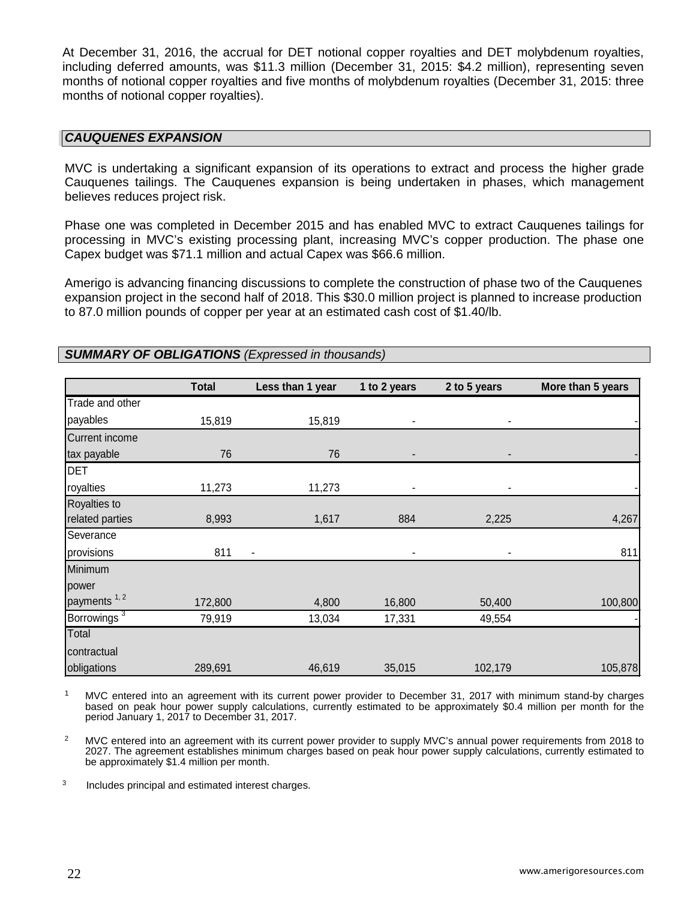At December 31, 2016, the accrual for DET notional copper royalties and DET molybdenum royalties, including deferred amounts, was \$11.3 million (December 31, 2015: \$4.2 million), representing seven months of notional copper royalties and five months of molybdenum royalties (December 31, 2015: three months of notional copper royalties).

## *CAUQUENES EXPANSION*

MVC is undertaking a significant expansion of its operations to extract and process the higher grade Cauquenes tailings. The Cauquenes expansion is being undertaken in phases, which management believes reduces project risk.

Phase one was completed in December 2015 and has enabled MVC to extract Cauquenes tailings for processing in MVC's existing processing plant, increasing MVC's copper production. The phase one Capex budget was \$71.1 million and actual Capex was \$66.6 million.

Amerigo is advancing financing discussions to complete the construction of phase two of the Cauquenes expansion project in the second half of 2018. This \$30.0 million project is planned to increase production to 87.0 million pounds of copper per year at an estimated cash cost of \$1.40/lb.

## *SUMMARY OF OBLIGATIONS (Expressed in thousands)*

| | Total | Less than 1 year | 1 to 2 years | 2 to 5 years | More than 5 years |
|---|---|---|---|---|---|
| Trade and other payables | 15,819 | 15,819 | - | - | - |
| Current income tax payable | 76 | 76 | - | - | - |
| DET royalties | 11,273 | 11,273 | - | - | - |
| Royalties to related parties | 8,993 | 1,617 | 884 | 2,225 | 4,267 |
| Severance provisions | 811 | - | - | - | 811 |
| Minimum power payments [1, 2] | 172,800 | 4,800 | 16,800 | 50,400 | 100,800 |
| Borrowings [3] | 79,919 | 13,034 | 17,331 | 49,554 | - |
| Total contractual obligations | 289,691 | 46,619 | 35,015 | 102,179 | 105,878 |

[1] MVC entered into an agreement with its current power provider to December 31, 2017 with minimum stand-by charges based on peak hour power supply calculations, currently estimated to be approximately \$0.4 million per month for the period January 1, 2017 to December 31, 2017.

[2] MVC entered into an agreement with its current power provider to supply MVC's annual power requirements from 2018 to 2027. The agreement establishes minimum charges based on peak hour power supply calculations, currently estimated to be approximately \$1.4 million per month.

[3] Includes principal and estimated interest charges.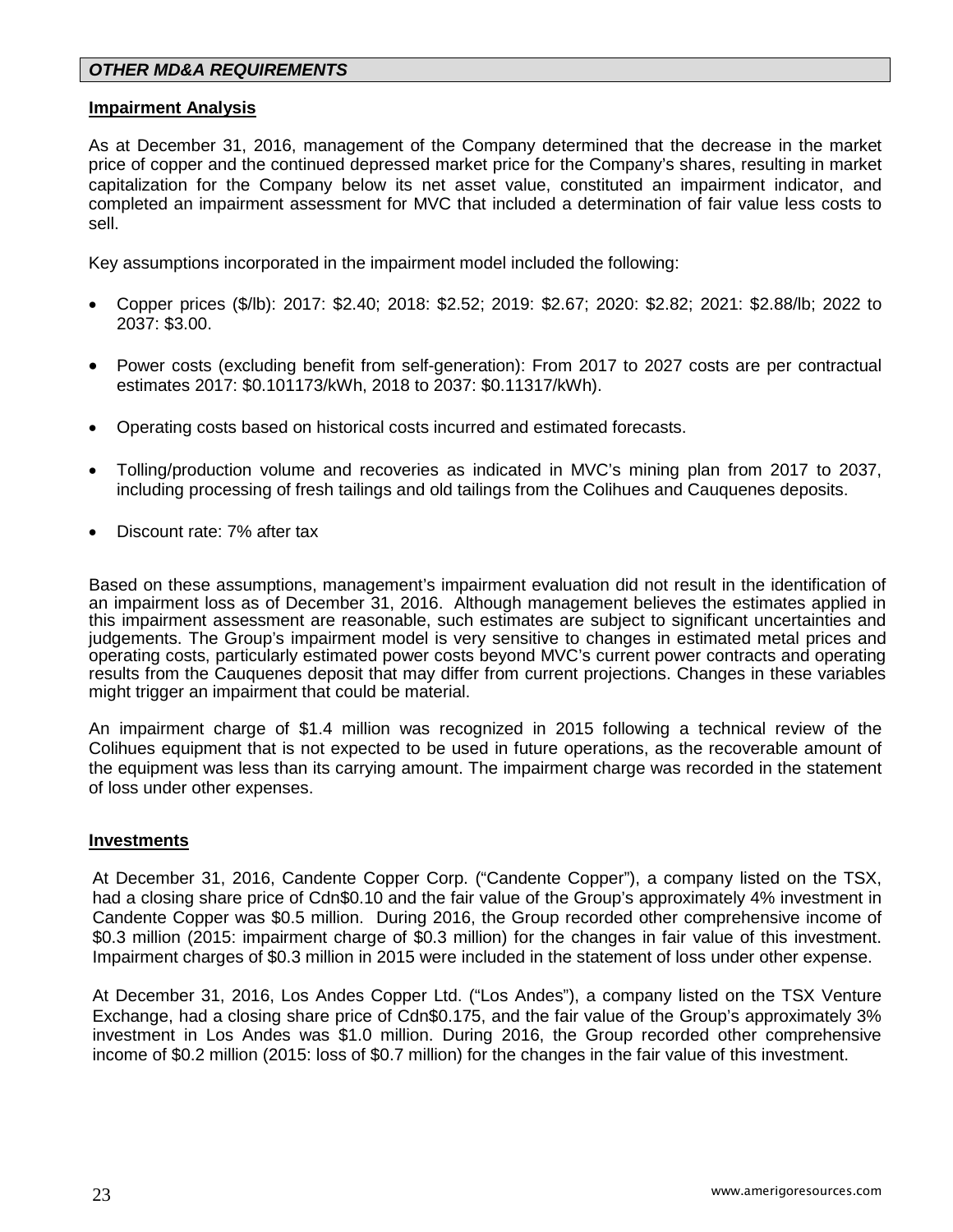## *OTHER MD&A REQUIREMENTS*

### Impairment Analysis

As at December 31, 2016, management of the Company determined that the decrease in the market price of copper and the continued depressed market price for the Company's shares, resulting in market capitalization for the Company below its net asset value, constituted an impairment indicator, and completed an impairment assessment for MVC that included a determination of fair value less costs to sell.

Key assumptions incorporated in the impairment model included the following:

- Copper prices ($/lb): 2017: $2.40; 2018: $2.52; 2019: $2.67; 2020: $2.82; 2021: $2.88/lb; 2022 to 2037: $3.00.
- Power costs (excluding benefit from self-generation): From 2017 to 2027 costs are per contractual estimates 2017: $0.101173/kWh, 2018 to 2037: $0.11317/kWh).
- Operating costs based on historical costs incurred and estimated forecasts.
- Tolling/production volume and recoveries as indicated in MVC's mining plan from 2017 to 2037, including processing of fresh tailings and old tailings from the Colihues and Cauquenes deposits.
- Discount rate: 7% after tax

Based on these assumptions, management's impairment evaluation did not result in the identification of an impairment loss as of December 31, 2016. Although management believes the estimates applied in this impairment assessment are reasonable, such estimates are subject to significant uncertainties and judgements. The Group's impairment model is very sensitive to changes in estimated metal prices and operating costs, particularly estimated power costs beyond MVC's current power contracts and operating results from the Cauquenes deposit that may differ from current projections. Changes in these variables might trigger an impairment that could be material.

An impairment charge of $1.4 million was recognized in 2015 following a technical review of the Colihues equipment that is not expected to be used in future operations, as the recoverable amount of the equipment was less than its carrying amount. The impairment charge was recorded in the statement of loss under other expenses.

### Investments

At December 31, 2016, Candente Copper Corp. ("Candente Copper"), a company listed on the TSX, had a closing share price of Cdn$0.10 and the fair value of the Group's approximately 4% investment in Candente Copper was $0.5 million. During 2016, the Group recorded other comprehensive income of $0.3 million (2015: impairment charge of $0.3 million) for the changes in fair value of this investment. Impairment charges of $0.3 million in 2015 were included in the statement of loss under other expense.

At December 31, 2016, Los Andes Copper Ltd. ("Los Andes"), a company listed on the TSX Venture Exchange, had a closing share price of Cdn$0.175, and the fair value of the Group's approximately 3% investment in Los Andes was $1.0 million. During 2016, the Group recorded other comprehensive income of $0.2 million (2015: loss of $0.7 million) for the changes in the fair value of this investment.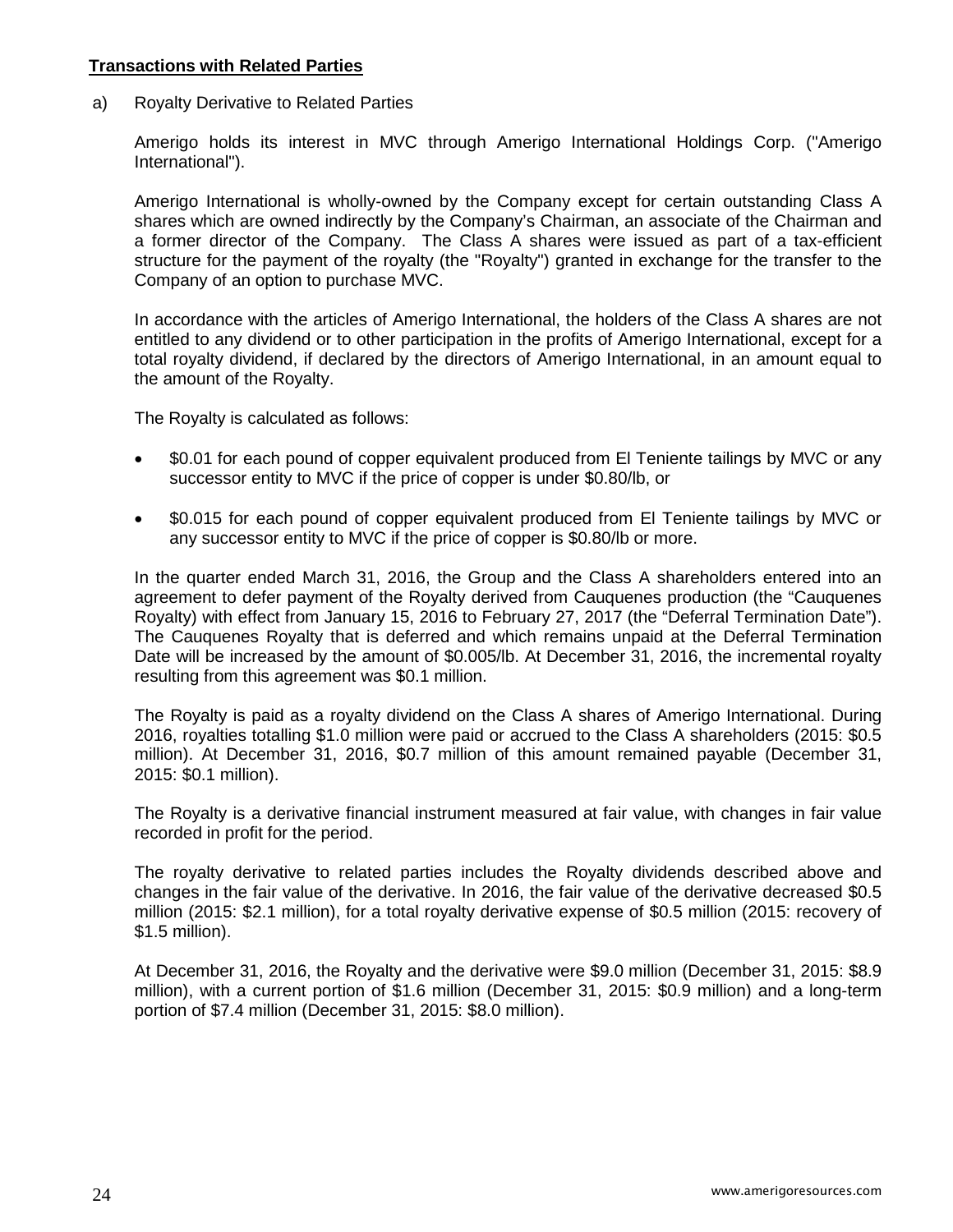**Transactions with Related Parties**

a) Royalty Derivative to Related Parties

Amerigo holds its interest in MVC through Amerigo International Holdings Corp. ("Amerigo International").

Amerigo International is wholly-owned by the Company except for certain outstanding Class A shares which are owned indirectly by the Company's Chairman, an associate of the Chairman and a former director of the Company. The Class A shares were issued as part of a tax-efficient structure for the payment of the royalty (the "Royalty") granted in exchange for the transfer to the Company of an option to purchase MVC.

In accordance with the articles of Amerigo International, the holders of the Class A shares are not entitled to any dividend or to other participation in the profits of Amerigo International, except for a total royalty dividend, if declared by the directors of Amerigo International, in an amount equal to the amount of the Royalty.

The Royalty is calculated as follows:

- $0.01 for each pound of copper equivalent produced from El Teniente tailings by MVC or any successor entity to MVC if the price of copper is under $0.80/lb, or
- $0.015 for each pound of copper equivalent produced from El Teniente tailings by MVC or any successor entity to MVC if the price of copper is $0.80/lb or more.

In the quarter ended March 31, 2016, the Group and the Class A shareholders entered into an agreement to defer payment of the Royalty derived from Cauquenes production (the "Cauquenes Royalty) with effect from January 15, 2016 to February 27, 2017 (the "Deferral Termination Date"). The Cauquenes Royalty that is deferred and which remains unpaid at the Deferral Termination Date will be increased by the amount of $0.005/lb. At December 31, 2016, the incremental royalty resulting from this agreement was $0.1 million.

The Royalty is paid as a royalty dividend on the Class A shares of Amerigo International. During 2016, royalties totalling $1.0 million were paid or accrued to the Class A shareholders (2015: $0.5 million). At December 31, 2016, $0.7 million of this amount remained payable (December 31, 2015: $0.1 million).

The Royalty is a derivative financial instrument measured at fair value, with changes in fair value recorded in profit for the period.

The royalty derivative to related parties includes the Royalty dividends described above and changes in the fair value of the derivative. In 2016, the fair value of the derivative decreased $0.5 million (2015: $2.1 million), for a total royalty derivative expense of $0.5 million (2015: recovery of $1.5 million).

At December 31, 2016, the Royalty and the derivative were $9.0 million (December 31, 2015: $8.9 million), with a current portion of $1.6 million (December 31, 2015: $0.9 million) and a long-term portion of $7.4 million (December 31, 2015: $8.0 million).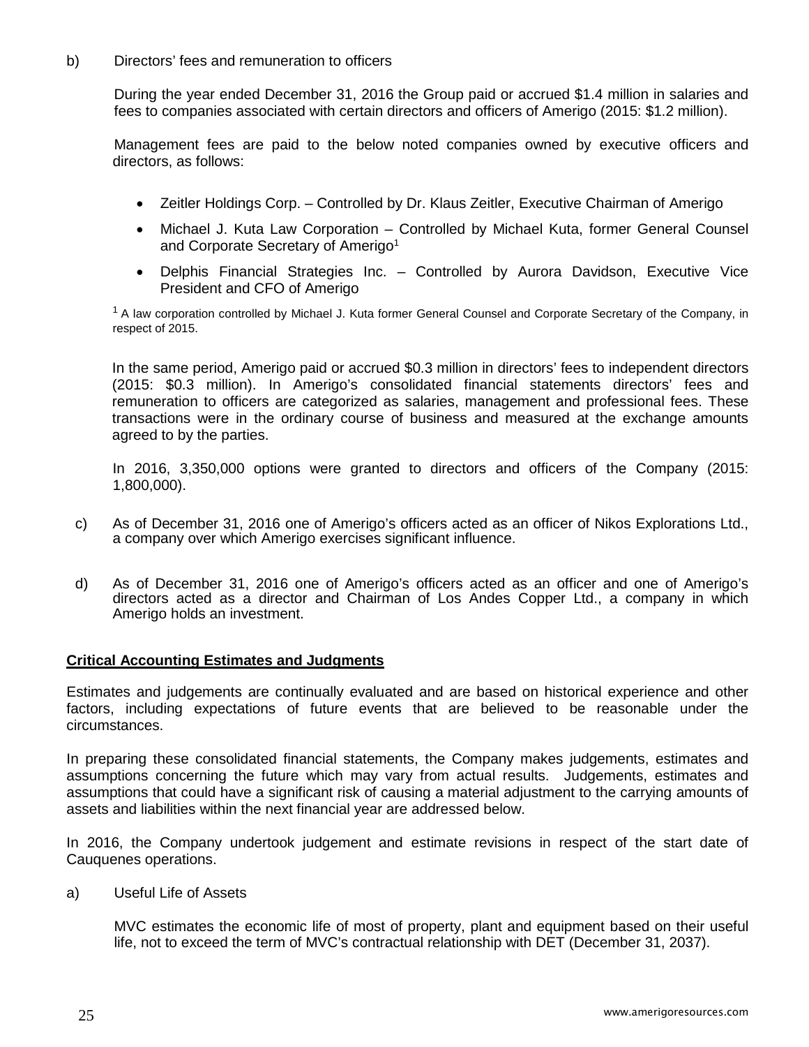b) Directors' fees and remuneration to officers

During the year ended December 31, 2016 the Group paid or accrued \$1.4 million in salaries and fees to companies associated with certain directors and officers of Amerigo (2015: \$1.2 million).

Management fees are paid to the below noted companies owned by executive officers and directors, as follows:

- Zeitler Holdings Corp. – Controlled by Dr. Klaus Zeitler, Executive Chairman of Amerigo
- Michael J. Kuta Law Corporation – Controlled by Michael Kuta, former General Counsel and Corporate Secretary of Amerigo[1]
- Delphis Financial Strategies Inc. – Controlled by Aurora Davidson, Executive Vice President and CFO of Amerigo

[1] A law corporation controlled by Michael J. Kuta former General Counsel and Corporate Secretary of the Company, in respect of 2015.

In the same period, Amerigo paid or accrued \$0.3 million in directors' fees to independent directors (2015: \$0.3 million). In Amerigo's consolidated financial statements directors' fees and remuneration to officers are categorized as salaries, management and professional fees. These transactions were in the ordinary course of business and measured at the exchange amounts agreed to by the parties.

In 2016, 3,350,000 options were granted to directors and officers of the Company (2015: 1,800,000).

c) As of December 31, 2016 one of Amerigo's officers acted as an officer of Nikos Explorations Ltd., a company over which Amerigo exercises significant influence.

d) As of December 31, 2016 one of Amerigo's officers acted as an officer and one of Amerigo's directors acted as a director and Chairman of Los Andes Copper Ltd., a company in which Amerigo holds an investment.

## Critical Accounting Estimates and Judgments

Estimates and judgements are continually evaluated and are based on historical experience and other factors, including expectations of future events that are believed to be reasonable under the circumstances.

In preparing these consolidated financial statements, the Company makes judgements, estimates and assumptions concerning the future which may vary from actual results. Judgements, estimates and assumptions that could have a significant risk of causing a material adjustment to the carrying amounts of assets and liabilities within the next financial year are addressed below.

In 2016, the Company undertook judgement and estimate revisions in respect of the start date of Cauquenes operations.

a) Useful Life of Assets

MVC estimates the economic life of most of property, plant and equipment based on their useful life, not to exceed the term of MVC's contractual relationship with DET (December 31, 2037).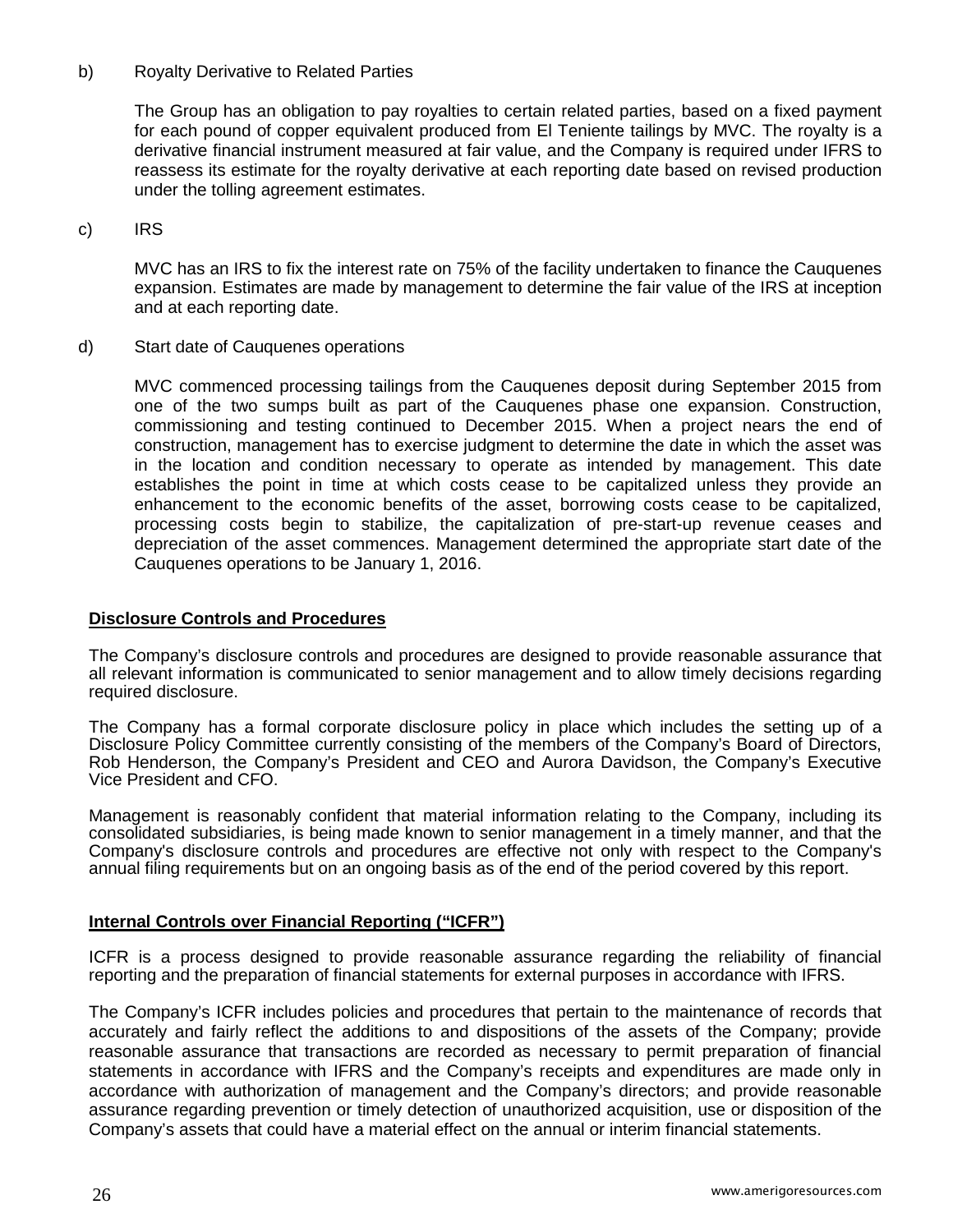b) Royalty Derivative to Related Parties

The Group has an obligation to pay royalties to certain related parties, based on a fixed payment for each pound of copper equivalent produced from El Teniente tailings by MVC. The royalty is a derivative financial instrument measured at fair value, and the Company is required under IFRS to reassess its estimate for the royalty derivative at each reporting date based on revised production under the tolling agreement estimates.

c) IRS

MVC has an IRS to fix the interest rate on 75% of the facility undertaken to finance the Cauquenes expansion. Estimates are made by management to determine the fair value of the IRS at inception and at each reporting date.

d) Start date of Cauquenes operations

MVC commenced processing tailings from the Cauquenes deposit during September 2015 from one of the two sumps built as part of the Cauquenes phase one expansion. Construction, commissioning and testing continued to December 2015. When a project nears the end of construction, management has to exercise judgment to determine the date in which the asset was in the location and condition necessary to operate as intended by management. This date establishes the point in time at which costs cease to be capitalized unless they provide an enhancement to the economic benefits of the asset, borrowing costs cease to be capitalized, processing costs begin to stabilize, the capitalization of pre-start-up revenue ceases and depreciation of the asset commences. Management determined the appropriate start date of the Cauquenes operations to be January 1, 2016.

## Disclosure Controls and Procedures

The Company's disclosure controls and procedures are designed to provide reasonable assurance that all relevant information is communicated to senior management and to allow timely decisions regarding required disclosure.

The Company has a formal corporate disclosure policy in place which includes the setting up of a Disclosure Policy Committee currently consisting of the members of the Company's Board of Directors, Rob Henderson, the Company's President and CEO and Aurora Davidson, the Company's Executive Vice President and CFO.

Management is reasonably confident that material information relating to the Company, including its consolidated subsidiaries, is being made known to senior management in a timely manner, and that the Company's disclosure controls and procedures are effective not only with respect to the Company's annual filing requirements but on an ongoing basis as of the end of the period covered by this report.

## Internal Controls over Financial Reporting ("ICFR")

ICFR is a process designed to provide reasonable assurance regarding the reliability of financial reporting and the preparation of financial statements for external purposes in accordance with IFRS.

The Company's ICFR includes policies and procedures that pertain to the maintenance of records that accurately and fairly reflect the additions to and dispositions of the assets of the Company; provide reasonable assurance that transactions are recorded as necessary to permit preparation of financial statements in accordance with IFRS and the Company's receipts and expenditures are made only in accordance with authorization of management and the Company's directors; and provide reasonable assurance regarding prevention or timely detection of unauthorized acquisition, use or disposition of the Company's assets that could have a material effect on the annual or interim financial statements.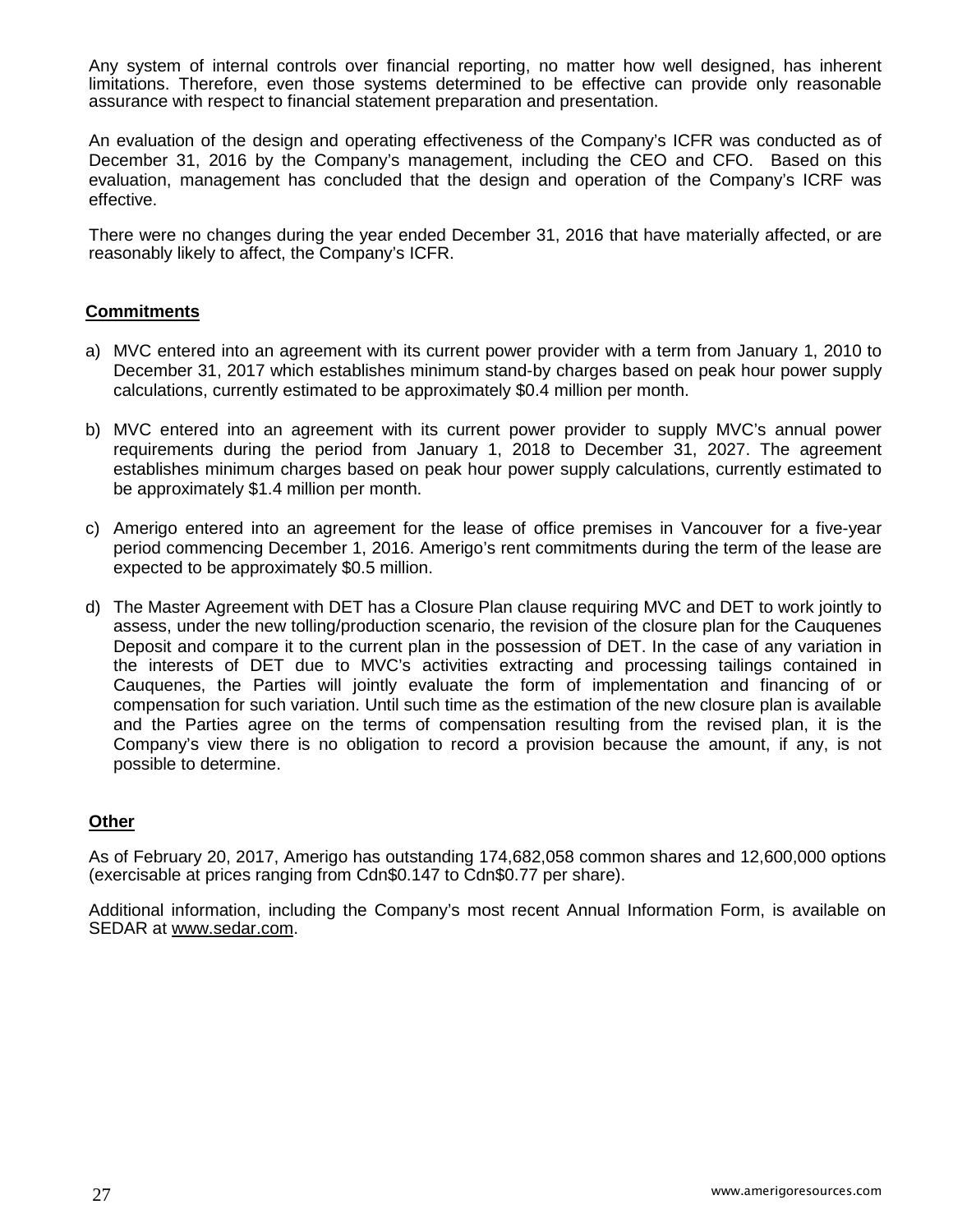Any system of internal controls over financial reporting, no matter how well designed, has inherent limitations. Therefore, even those systems determined to be effective can provide only reasonable assurance with respect to financial statement preparation and presentation.

An evaluation of the design and operating effectiveness of the Company's ICFR was conducted as of December 31, 2016 by the Company's management, including the CEO and CFO. Based on this evaluation, management has concluded that the design and operation of the Company's ICRF was effective.

There were no changes during the year ended December 31, 2016 that have materially affected, or are reasonably likely to affect, the Company's ICFR.

## Commitments

a) MVC entered into an agreement with its current power provider with a term from January 1, 2010 to December 31, 2017 which establishes minimum stand-by charges based on peak hour power supply calculations, currently estimated to be approximately $0.4 million per month.

b) MVC entered into an agreement with its current power provider to supply MVC's annual power requirements during the period from January 1, 2018 to December 31, 2027. The agreement establishes minimum charges based on peak hour power supply calculations, currently estimated to be approximately $1.4 million per month.

c) Amerigo entered into an agreement for the lease of office premises in Vancouver for a five-year period commencing December 1, 2016. Amerigo's rent commitments during the term of the lease are expected to be approximately $0.5 million.

d) The Master Agreement with DET has a Closure Plan clause requiring MVC and DET to work jointly to assess, under the new tolling/production scenario, the revision of the closure plan for the Cauquenes Deposit and compare it to the current plan in the possession of DET. In the case of any variation in the interests of DET due to MVC's activities extracting and processing tailings contained in Cauquenes, the Parties will jointly evaluate the form of implementation and financing of or compensation for such variation. Until such time as the estimation of the new closure plan is available and the Parties agree on the terms of compensation resulting from the revised plan, it is the Company's view there is no obligation to record a provision because the amount, if any, is not possible to determine.

## Other

As of February 20, 2017, Amerigo has outstanding 174,682,058 common shares and 12,600,000 options (exercisable at prices ranging from Cdn$0.147 to Cdn$0.77 per share).

Additional information, including the Company's most recent Annual Information Form, is available on SEDAR at www.sedar.com.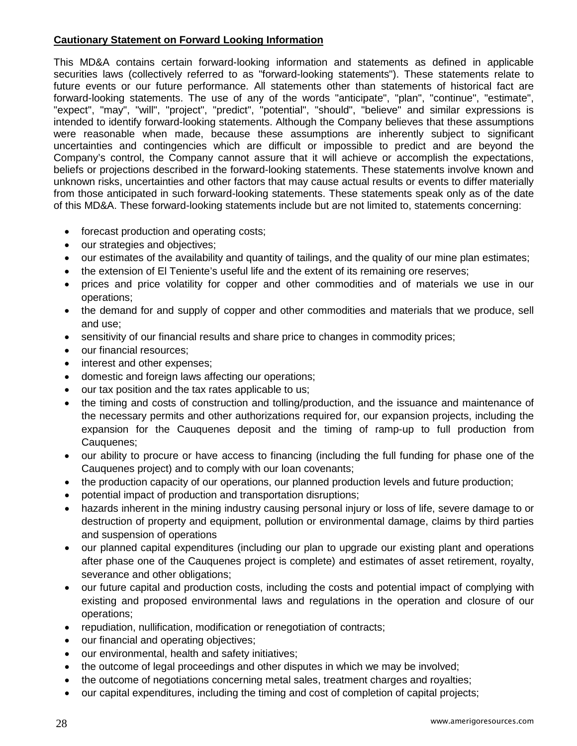**Cautionary Statement on Forward Looking Information**

This MD&A contains certain forward-looking information and statements as defined in applicable securities laws (collectively referred to as "forward-looking statements"). These statements relate to future events or our future performance. All statements other than statements of historical fact are forward-looking statements. The use of any of the words "anticipate", "plan", "continue", "estimate", "expect", "may", "will", "project", "predict", "potential", "should", "believe" and similar expressions is intended to identify forward-looking statements. Although the Company believes that these assumptions were reasonable when made, because these assumptions are inherently subject to significant uncertainties and contingencies which are difficult or impossible to predict and are beyond the Company's control, the Company cannot assure that it will achieve or accomplish the expectations, beliefs or projections described in the forward-looking statements. These statements involve known and unknown risks, uncertainties and other factors that may cause actual results or events to differ materially from those anticipated in such forward-looking statements. These statements speak only as of the date of this MD&A. These forward-looking statements include but are not limited to, statements concerning:

- forecast production and operating costs;
- our strategies and objectives;
- our estimates of the availability and quantity of tailings, and the quality of our mine plan estimates;
- the extension of El Teniente's useful life and the extent of its remaining ore reserves;
- prices and price volatility for copper and other commodities and of materials we use in our operations;
- the demand for and supply of copper and other commodities and materials that we produce, sell and use;
- sensitivity of our financial results and share price to changes in commodity prices;
- our financial resources;
- interest and other expenses;
- domestic and foreign laws affecting our operations;
- our tax position and the tax rates applicable to us;
- the timing and costs of construction and tolling/production, and the issuance and maintenance of the necessary permits and other authorizations required for, our expansion projects, including the expansion for the Cauquenes deposit and the timing of ramp-up to full production from Cauquenes;
- our ability to procure or have access to financing (including the full funding for phase one of the Cauquenes project) and to comply with our loan covenants;
- the production capacity of our operations, our planned production levels and future production;
- potential impact of production and transportation disruptions;
- hazards inherent in the mining industry causing personal injury or loss of life, severe damage to or destruction of property and equipment, pollution or environmental damage, claims by third parties and suspension of operations
- our planned capital expenditures (including our plan to upgrade our existing plant and operations after phase one of the Cauquenes project is complete) and estimates of asset retirement, royalty, severance and other obligations;
- our future capital and production costs, including the costs and potential impact of complying with existing and proposed environmental laws and regulations in the operation and closure of our operations;
- repudiation, nullification, modification or renegotiation of contracts;
- our financial and operating objectives;
- our environmental, health and safety initiatives;
- the outcome of legal proceedings and other disputes in which we may be involved;
- the outcome of negotiations concerning metal sales, treatment charges and royalties;
- our capital expenditures, including the timing and cost of completion of capital projects;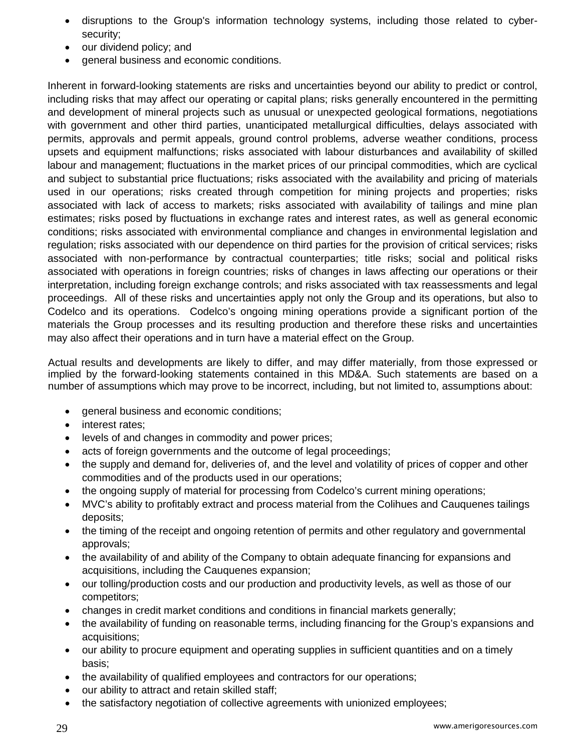- disruptions to the Group's information technology systems, including those related to cyber-security;
- our dividend policy; and
- general business and economic conditions.

Inherent in forward-looking statements are risks and uncertainties beyond our ability to predict or control, including risks that may affect our operating or capital plans; risks generally encountered in the permitting and development of mineral projects such as unusual or unexpected geological formations, negotiations with government and other third parties, unanticipated metallurgical difficulties, delays associated with permits, approvals and permit appeals, ground control problems, adverse weather conditions, process upsets and equipment malfunctions; risks associated with labour disturbances and availability of skilled labour and management; fluctuations in the market prices of our principal commodities, which are cyclical and subject to substantial price fluctuations; risks associated with the availability and pricing of materials used in our operations; risks created through competition for mining projects and properties; risks associated with lack of access to markets; risks associated with availability of tailings and mine plan estimates; risks posed by fluctuations in exchange rates and interest rates, as well as general economic conditions; risks associated with environmental compliance and changes in environmental legislation and regulation; risks associated with our dependence on third parties for the provision of critical services; risks associated with non-performance by contractual counterparties; title risks; social and political risks associated with operations in foreign countries; risks of changes in laws affecting our operations or their interpretation, including foreign exchange controls; and risks associated with tax reassessments and legal proceedings. All of these risks and uncertainties apply not only the Group and its operations, but also to Codelco and its operations. Codelco's ongoing mining operations provide a significant portion of the materials the Group processes and its resulting production and therefore these risks and uncertainties may also affect their operations and in turn have a material effect on the Group.

Actual results and developments are likely to differ, and may differ materially, from those expressed or implied by the forward-looking statements contained in this MD&A. Such statements are based on a number of assumptions which may prove to be incorrect, including, but not limited to, assumptions about:

- general business and economic conditions;
- interest rates;
- levels of and changes in commodity and power prices;
- acts of foreign governments and the outcome of legal proceedings;
- the supply and demand for, deliveries of, and the level and volatility of prices of copper and other commodities and of the products used in our operations;
- the ongoing supply of material for processing from Codelco's current mining operations;
- MVC's ability to profitably extract and process material from the Colihues and Cauquenes tailings deposits;
- the timing of the receipt and ongoing retention of permits and other regulatory and governmental approvals;
- the availability of and ability of the Company to obtain adequate financing for expansions and acquisitions, including the Cauquenes expansion;
- our tolling/production costs and our production and productivity levels, as well as those of our competitors;
- changes in credit market conditions and conditions in financial markets generally;
- the availability of funding on reasonable terms, including financing for the Group's expansions and acquisitions;
- our ability to procure equipment and operating supplies in sufficient quantities and on a timely basis;
- the availability of qualified employees and contractors for our operations;
- our ability to attract and retain skilled staff;
- the satisfactory negotiation of collective agreements with unionized employees;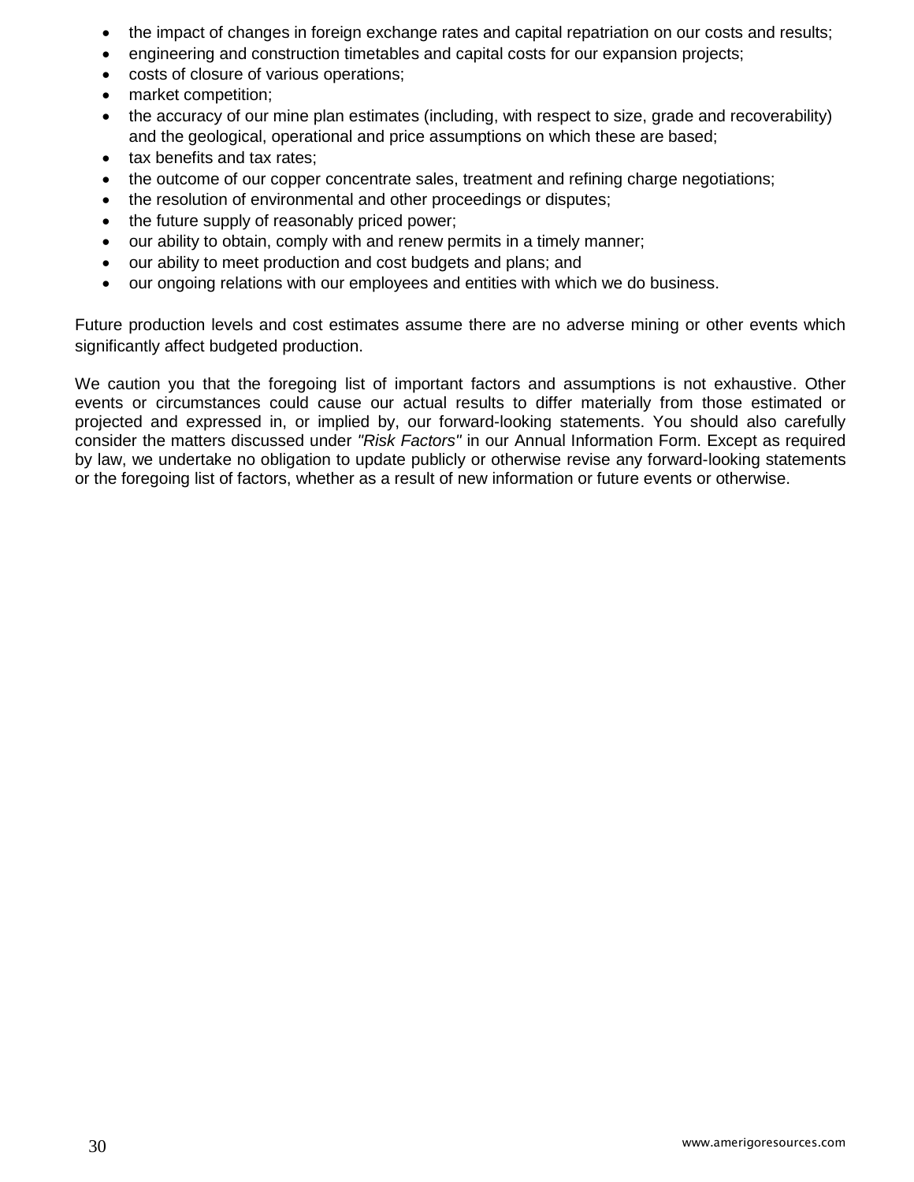- the impact of changes in foreign exchange rates and capital repatriation on our costs and results;
- engineering and construction timetables and capital costs for our expansion projects;
- costs of closure of various operations;
- market competition;
- the accuracy of our mine plan estimates (including, with respect to size, grade and recoverability) and the geological, operational and price assumptions on which these are based;
- tax benefits and tax rates;
- the outcome of our copper concentrate sales, treatment and refining charge negotiations;
- the resolution of environmental and other proceedings or disputes;
- the future supply of reasonably priced power;
- our ability to obtain, comply with and renew permits in a timely manner;
- our ability to meet production and cost budgets and plans; and
- our ongoing relations with our employees and entities with which we do business.

Future production levels and cost estimates assume there are no adverse mining or other events which significantly affect budgeted production.

We caution you that the foregoing list of important factors and assumptions is not exhaustive. Other events or circumstances could cause our actual results to differ materially from those estimated or projected and expressed in, or implied by, our forward-looking statements. You should also carefully consider the matters discussed under *"Risk Factors"* in our Annual Information Form. Except as required by law, we undertake no obligation to update publicly or otherwise revise any forward-looking statements or the foregoing list of factors, whether as a result of new information or future events or otherwise.